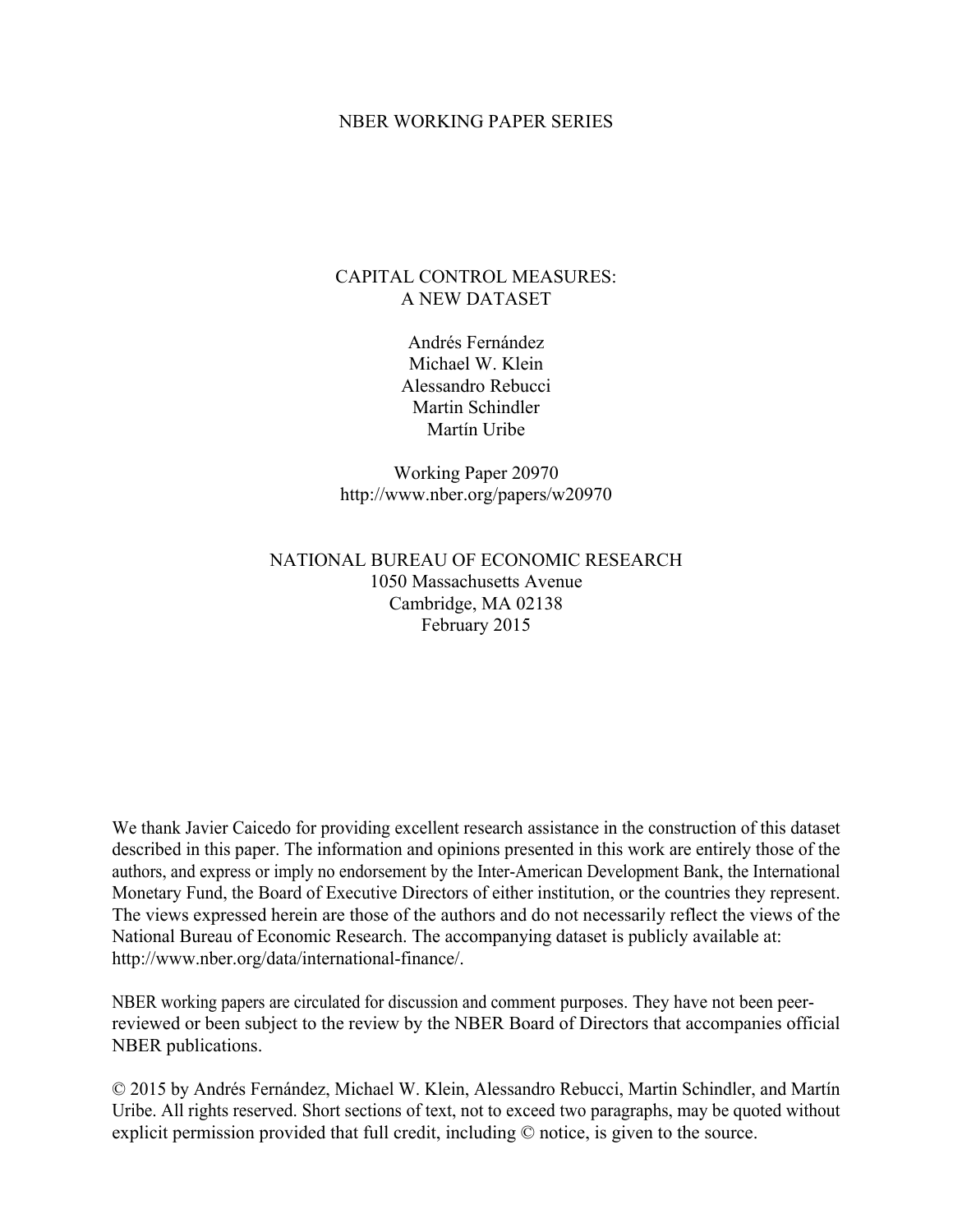NBER WORKING PAPER SERIES

# CAPITAL CONTROL MEASURES: A NEW DATASET

Andrés Fernández
Michael W. Klein
Alessandro Rebucci
Martin Schindler
Martín Uribe

Working Paper 20970
http://www.nber.org/papers/w20970

NATIONAL BUREAU OF ECONOMIC RESEARCH
1050 Massachusetts Avenue
Cambridge, MA 02138
February 2015

We thank Javier Caicedo for providing excellent research assistance in the construction of this dataset described in this paper. The information and opinions presented in this work are entirely those of the authors, and express or imply no endorsement by the Inter-American Development Bank, the International Monetary Fund, the Board of Executive Directors of either institution, or the countries they represent. The views expressed herein are those of the authors and do not necessarily reflect the views of the National Bureau of Economic Research. The accompanying dataset is publicly available at: http://www.nber.org/data/international-finance/.

NBER working papers are circulated for discussion and comment purposes. They have not been peer-reviewed or been subject to the review by the NBER Board of Directors that accompanies official NBER publications.

© 2015 by Andrés Fernández, Michael W. Klein, Alessandro Rebucci, Martin Schindler, and Martín Uribe. All rights reserved. Short sections of text, not to exceed two paragraphs, may be quoted without explicit permission provided that full credit, including © notice, is given to the source.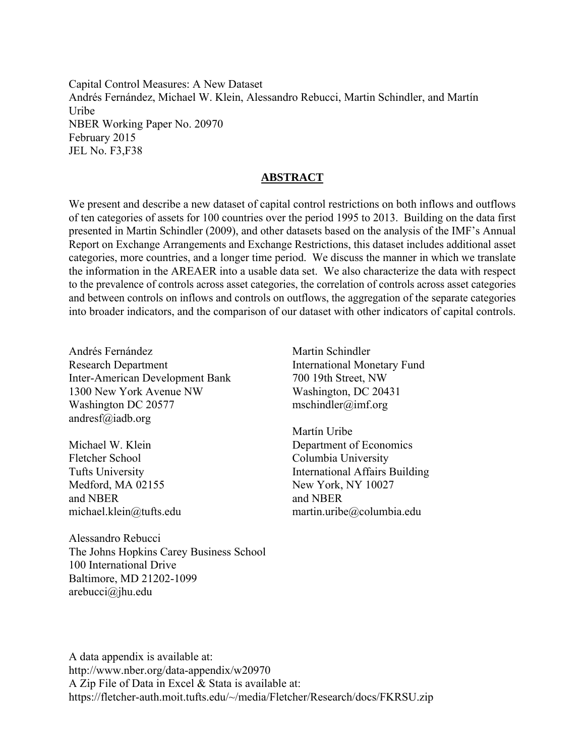Capital Control Measures: A New Dataset
Andrés Fernández, Michael W. Klein, Alessandro Rebucci, Martin Schindler, and Martín Uribe
NBER Working Paper No. 20970
February 2015
JEL No. F3,F38

## ABSTRACT

We present and describe a new dataset of capital control restrictions on both inflows and outflows of ten categories of assets for 100 countries over the period 1995 to 2013. Building on the data first presented in Martin Schindler (2009), and other datasets based on the analysis of the IMF's Annual Report on Exchange Arrangements and Exchange Restrictions, this dataset includes additional asset categories, more countries, and a longer time period. We discuss the manner in which we translate the information in the AREAER into a usable data set. We also characterize the data with respect to the prevalence of controls across asset categories, the correlation of controls across asset categories and between controls on inflows and controls on outflows, the aggregation of the separate categories into broader indicators, and the comparison of our dataset with other indicators of capital controls.

Andrés Fernández
Research Department
Inter-American Development Bank
1300 New York Avenue NW
Washington DC 20577
andresf@iadb.org

Michael W. Klein
Fletcher School
Tufts University
Medford, MA 02155
and NBER
michael.klein@tufts.edu

Alessandro Rebucci
The Johns Hopkins Carey Business School
100 International Drive
Baltimore, MD 21202-1099
arebucci@jhu.edu

Martin Schindler
International Monetary Fund
700 19th Street, NW
Washington, DC 20431
mschindler@imf.org

Martín Uribe
Department of Economics
Columbia University
International Affairs Building
New York, NY 10027
and NBER
martin.uribe@columbia.edu

A data appendix is available at:
http://www.nber.org/data-appendix/w20970
A Zip File of Data in Excel & Stata is available at:
https://fletcher-auth.moit.tufts.edu/~/media/Fletcher/Research/docs/FKRSU.zip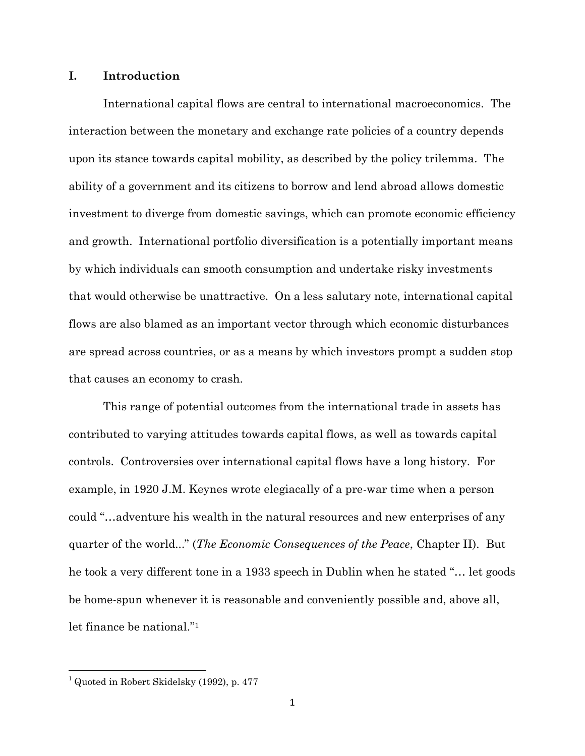# I. Introduction

International capital flows are central to international macroeconomics. The interaction between the monetary and exchange rate policies of a country depends upon its stance towards capital mobility, as described by the policy trilemma. The ability of a government and its citizens to borrow and lend abroad allows domestic investment to diverge from domestic savings, which can promote economic efficiency and growth. International portfolio diversification is a potentially important means by which individuals can smooth consumption and undertake risky investments that would otherwise be unattractive. On a less salutary note, international capital flows are also blamed as an important vector through which economic disturbances are spread across countries, or as a means by which investors prompt a sudden stop that causes an economy to crash.

This range of potential outcomes from the international trade in assets has contributed to varying attitudes towards capital flows, as well as towards capital controls. Controversies over international capital flows have a long history. For example, in 1920 J.M. Keynes wrote elegiacally of a pre-war time when a person could "…adventure his wealth in the natural resources and new enterprises of any quarter of the world..." (*The Economic Consequences of the Peace*, Chapter II). But he took a very different tone in a 1933 speech in Dublin when he stated "… let goods be home-spun whenever it is reasonable and conveniently possible and, above all, let finance be national."[1]

[1] Quoted in Robert Skidelsky (1992), p. 477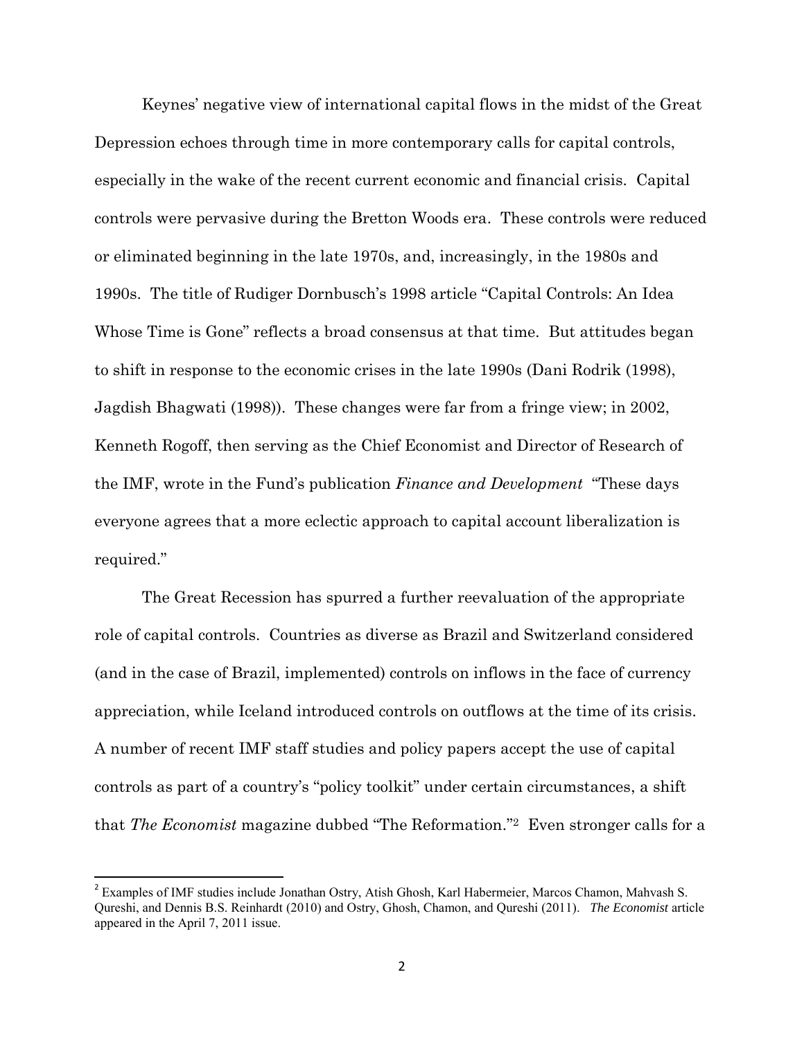Keynes' negative view of international capital flows in the midst of the Great Depression echoes through time in more contemporary calls for capital controls, especially in the wake of the recent current economic and financial crisis. Capital controls were pervasive during the Bretton Woods era. These controls were reduced or eliminated beginning in the late 1970s, and, increasingly, in the 1980s and 1990s. The title of Rudiger Dornbusch's 1998 article "Capital Controls: An Idea Whose Time is Gone" reflects a broad consensus at that time. But attitudes began to shift in response to the economic crises in the late 1990s (Dani Rodrik (1998), Jagdish Bhagwati (1998)). These changes were far from a fringe view; in 2002, Kenneth Rogoff, then serving as the Chief Economist and Director of Research of the IMF, wrote in the Fund's publication *Finance and Development* "These days everyone agrees that a more eclectic approach to capital account liberalization is required."

The Great Recession has spurred a further reevaluation of the appropriate role of capital controls. Countries as diverse as Brazil and Switzerland considered (and in the case of Brazil, implemented) controls on inflows in the face of currency appreciation, while Iceland introduced controls on outflows at the time of its crisis. A number of recent IMF staff studies and policy papers accept the use of capital controls as part of a country's "policy toolkit" under certain circumstances, a shift that *The Economist* magazine dubbed "The Reformation."[2] Even stronger calls for a

[2] Examples of IMF studies include Jonathan Ostry, Atish Ghosh, Karl Habermeier, Marcos Chamon, Mahvash S. Qureshi, and Dennis B.S. Reinhardt (2010) and Ostry, Ghosh, Chamon, and Qureshi (2011). *The Economist* article appeared in the April 7, 2011 issue.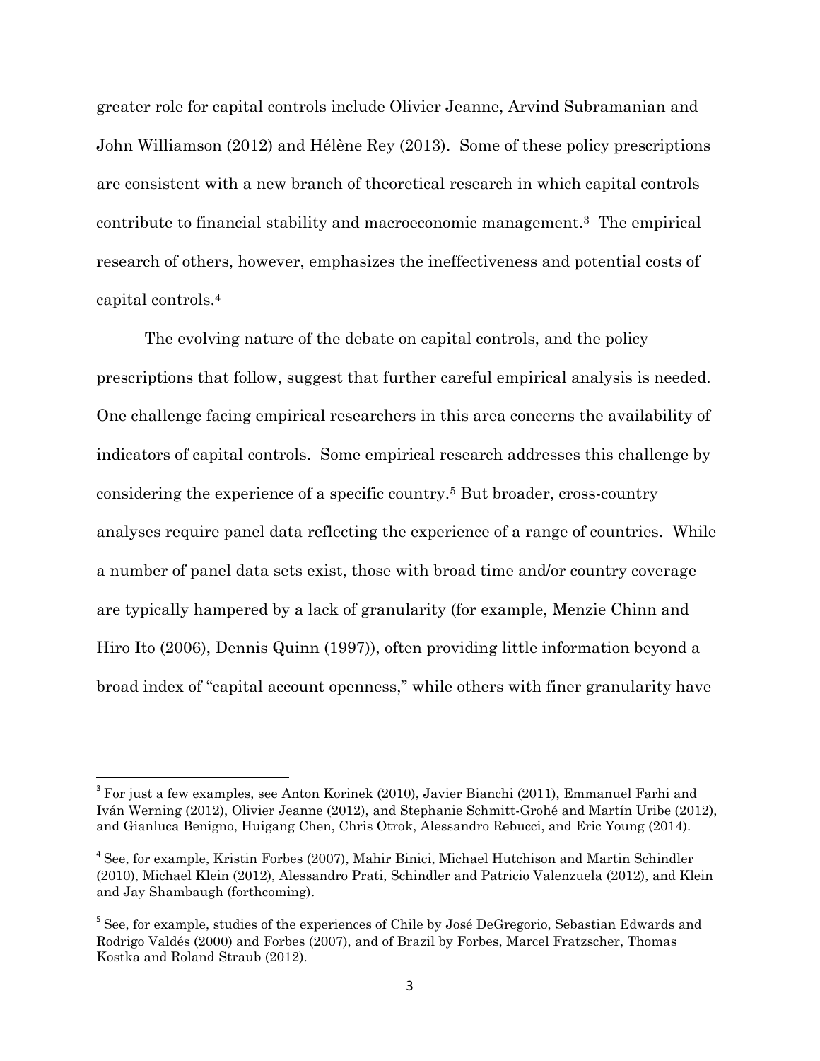greater role for capital controls include Olivier Jeanne, Arvind Subramanian and John Williamson (2012) and Hélène Rey (2013). Some of these policy prescriptions are consistent with a new branch of theoretical research in which capital controls contribute to financial stability and macroeconomic management.[3] The empirical research of others, however, emphasizes the ineffectiveness and potential costs of capital controls.[4]

The evolving nature of the debate on capital controls, and the policy prescriptions that follow, suggest that further careful empirical analysis is needed. One challenge facing empirical researchers in this area concerns the availability of indicators of capital controls. Some empirical research addresses this challenge by considering the experience of a specific country.[5] But broader, cross-country analyses require panel data reflecting the experience of a range of countries. While a number of panel data sets exist, those with broad time and/or country coverage are typically hampered by a lack of granularity (for example, Menzie Chinn and Hiro Ito (2006), Dennis Quinn (1997)), often providing little information beyond a broad index of "capital account openness," while others with finer granularity have

---

[3] For just a few examples, see Anton Korinek (2010), Javier Bianchi (2011), Emmanuel Farhi and Iván Werning (2012), Olivier Jeanne (2012), and Stephanie Schmitt-Grohé and Martín Uribe (2012), and Gianluca Benigno, Huigang Chen, Chris Otrok, Alessandro Rebucci, and Eric Young (2014).

[4] See, for example, Kristin Forbes (2007), Mahir Binici, Michael Hutchison and Martin Schindler (2010), Michael Klein (2012), Alessandro Prati, Schindler and Patricio Valenzuela (2012), and Klein and Jay Shambaugh (forthcoming).

[5] See, for example, studies of the experiences of Chile by José DeGregorio, Sebastian Edwards and Rodrigo Valdés (2000) and Forbes (2007), and of Brazil by Forbes, Marcel Fratzscher, Thomas Kostka and Roland Straub (2012).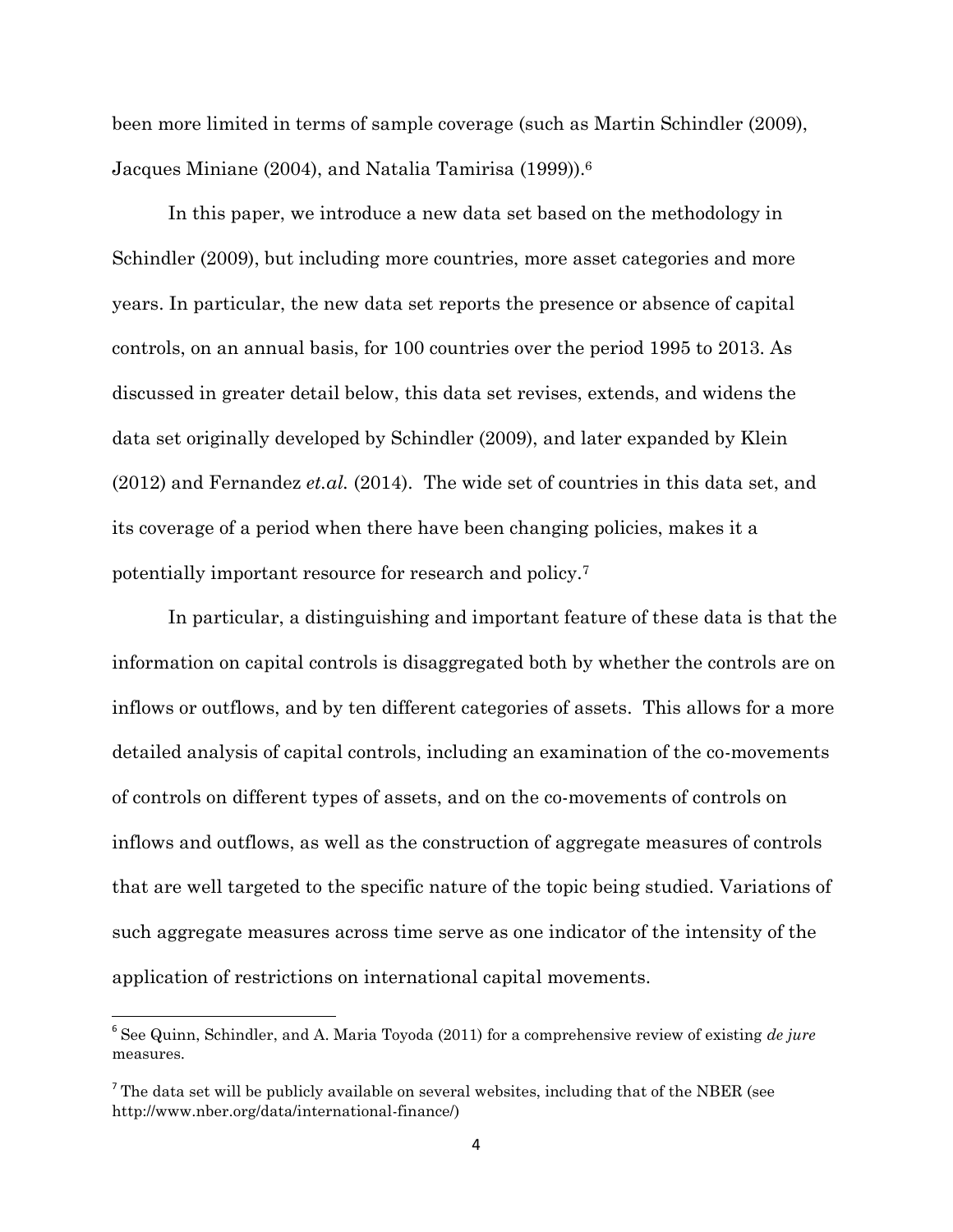been more limited in terms of sample coverage (such as Martin Schindler (2009), Jacques Miniane (2004), and Natalia Tamirisa (1999)).[6]

In this paper, we introduce a new data set based on the methodology in Schindler (2009), but including more countries, more asset categories and more years. In particular, the new data set reports the presence or absence of capital controls, on an annual basis, for 100 countries over the period 1995 to 2013. As discussed in greater detail below, this data set revises, extends, and widens the data set originally developed by Schindler (2009), and later expanded by Klein (2012) and Fernandez *et.al.* (2014). The wide set of countries in this data set, and its coverage of a period when there have been changing policies, makes it a potentially important resource for research and policy.[7]

In particular, a distinguishing and important feature of these data is that the information on capital controls is disaggregated both by whether the controls are on inflows or outflows, and by ten different categories of assets. This allows for a more detailed analysis of capital controls, including an examination of the co-movements of controls on different types of assets, and on the co-movements of controls on inflows and outflows, as well as the construction of aggregate measures of controls that are well targeted to the specific nature of the topic being studied. Variations of such aggregate measures across time serve as one indicator of the intensity of the application of restrictions on international capital movements.

---

[6] See Quinn, Schindler, and A. Maria Toyoda (2011) for a comprehensive review of existing *de jure* measures.

[7] The data set will be publicly available on several websites, including that of the NBER (see http://www.nber.org/data/international-finance/)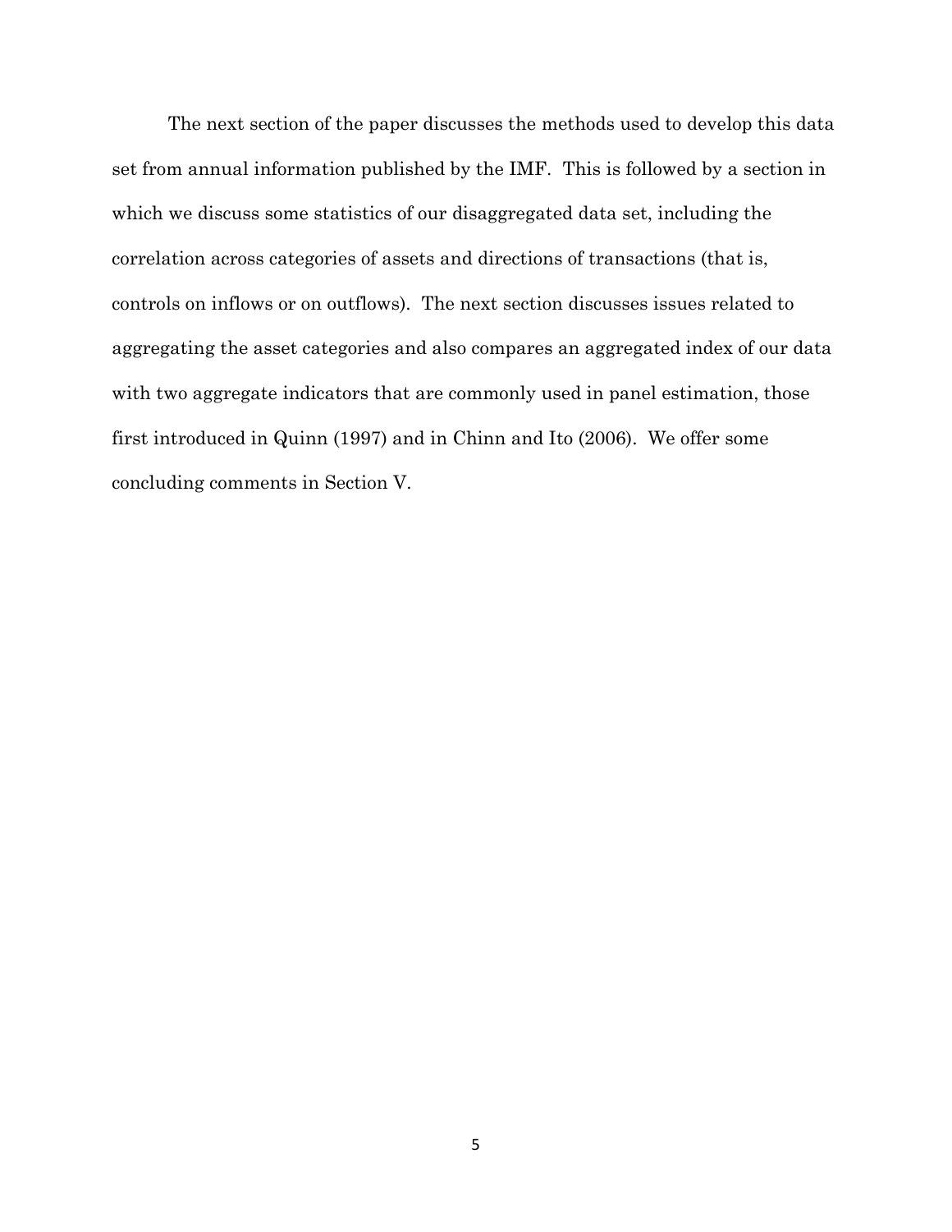The next section of the paper discusses the methods used to develop this data set from annual information published by the IMF. This is followed by a section in which we discuss some statistics of our disaggregated data set, including the correlation across categories of assets and directions of transactions (that is, controls on inflows or on outflows). The next section discusses issues related to aggregating the asset categories and also compares an aggregated index of our data with two aggregate indicators that are commonly used in panel estimation, those first introduced in Quinn (1997) and in Chinn and Ito (2006). We offer some concluding comments in Section V.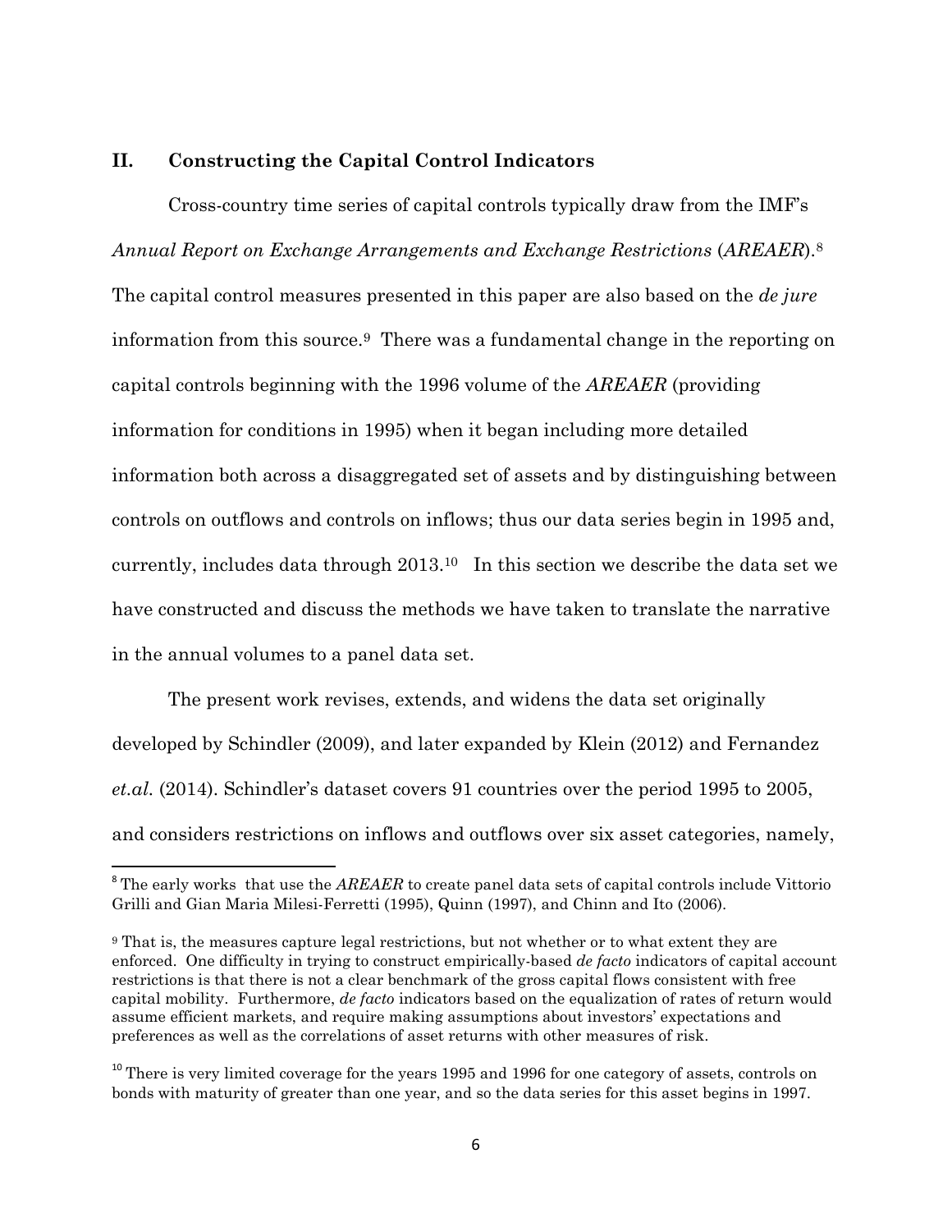## II. Constructing the Capital Control Indicators

Cross-country time series of capital controls typically draw from the IMF's *Annual Report on Exchange Arrangements and Exchange Restrictions* (*AREAER*).[8] The capital control measures presented in this paper are also based on the *de jure* information from this source.[9] There was a fundamental change in the reporting on capital controls beginning with the 1996 volume of the *AREAER* (providing information for conditions in 1995) when it began including more detailed information both across a disaggregated set of assets and by distinguishing between controls on outflows and controls on inflows; thus our data series begin in 1995 and, currently, includes data through 2013.[10] In this section we describe the data set we have constructed and discuss the methods we have taken to translate the narrative in the annual volumes to a panel data set.

The present work revises, extends, and widens the data set originally developed by Schindler (2009), and later expanded by Klein (2012) and Fernandez *et.al.* (2014). Schindler's dataset covers 91 countries over the period 1995 to 2005, and considers restrictions on inflows and outflows over six asset categories, namely,

---

[8] The early works that use the *AREAER* to create panel data sets of capital controls include Vittorio Grilli and Gian Maria Milesi-Ferretti (1995), Quinn (1997), and Chinn and Ito (2006).

[9] That is, the measures capture legal restrictions, but not whether or to what extent they are enforced. One difficulty in trying to construct empirically-based *de facto* indicators of capital account restrictions is that there is not a clear benchmark of the gross capital flows consistent with free capital mobility. Furthermore, *de facto* indicators based on the equalization of rates of return would assume efficient markets, and require making assumptions about investors' expectations and preferences as well as the correlations of asset returns with other measures of risk.

[10] There is very limited coverage for the years 1995 and 1996 for one category of assets, controls on bonds with maturity of greater than one year, and so the data series for this asset begins in 1997.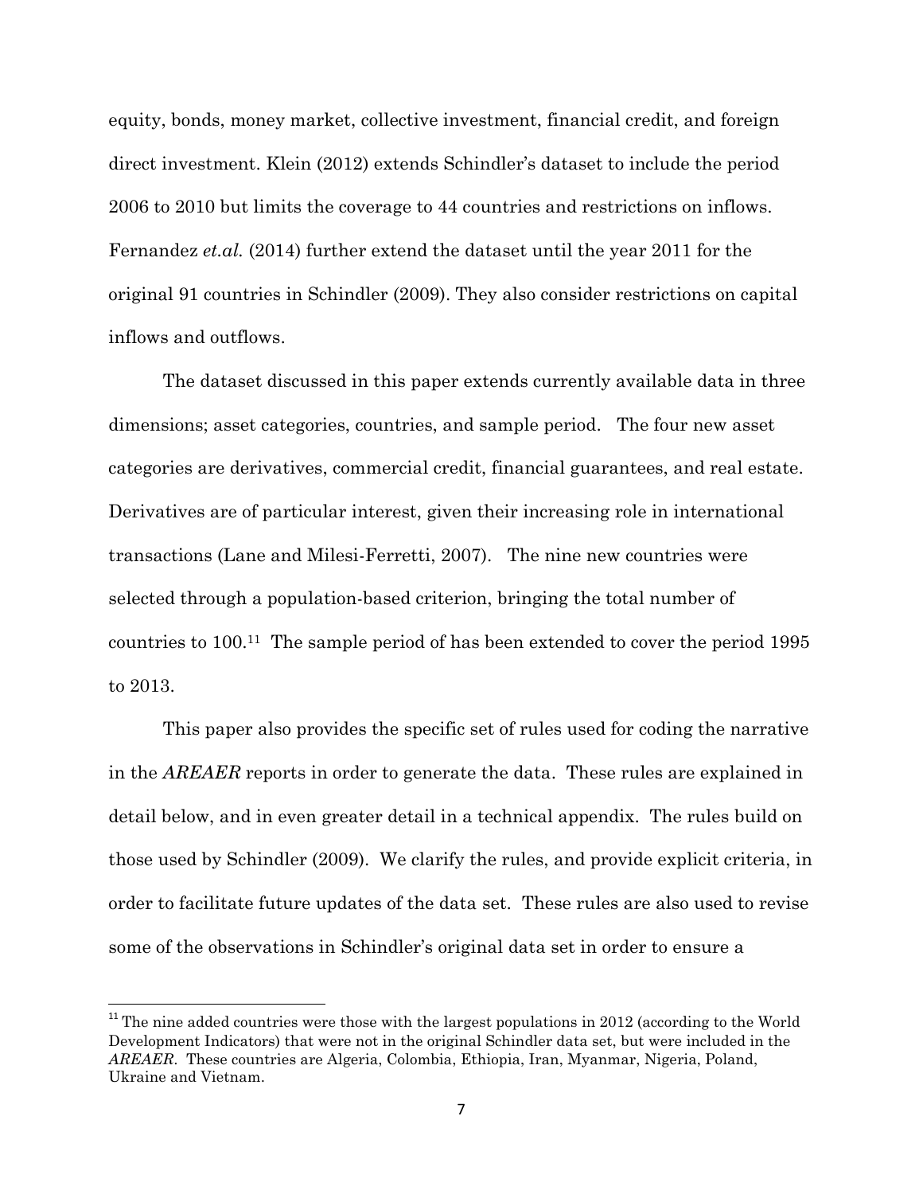equity, bonds, money market, collective investment, financial credit, and foreign direct investment. Klein (2012) extends Schindler's dataset to include the period 2006 to 2010 but limits the coverage to 44 countries and restrictions on inflows. Fernandez *et.al.* (2014) further extend the dataset until the year 2011 for the original 91 countries in Schindler (2009). They also consider restrictions on capital inflows and outflows.

The dataset discussed in this paper extends currently available data in three dimensions; asset categories, countries, and sample period. The four new asset categories are derivatives, commercial credit, financial guarantees, and real estate. Derivatives are of particular interest, given their increasing role in international transactions (Lane and Milesi-Ferretti, 2007). The nine new countries were selected through a population-based criterion, bringing the total number of countries to 100.[11] The sample period of has been extended to cover the period 1995 to 2013.

This paper also provides the specific set of rules used for coding the narrative in the *AREAER* reports in order to generate the data. These rules are explained in detail below, and in even greater detail in a technical appendix. The rules build on those used by Schindler (2009). We clarify the rules, and provide explicit criteria, in order to facilitate future updates of the data set. These rules are also used to revise some of the observations in Schindler's original data set in order to ensure a

[11] The nine added countries were those with the largest populations in 2012 (according to the World Development Indicators) that were not in the original Schindler data set, but were included in the *AREAER*. These countries are Algeria, Colombia, Ethiopia, Iran, Myanmar, Nigeria, Poland, Ukraine and Vietnam.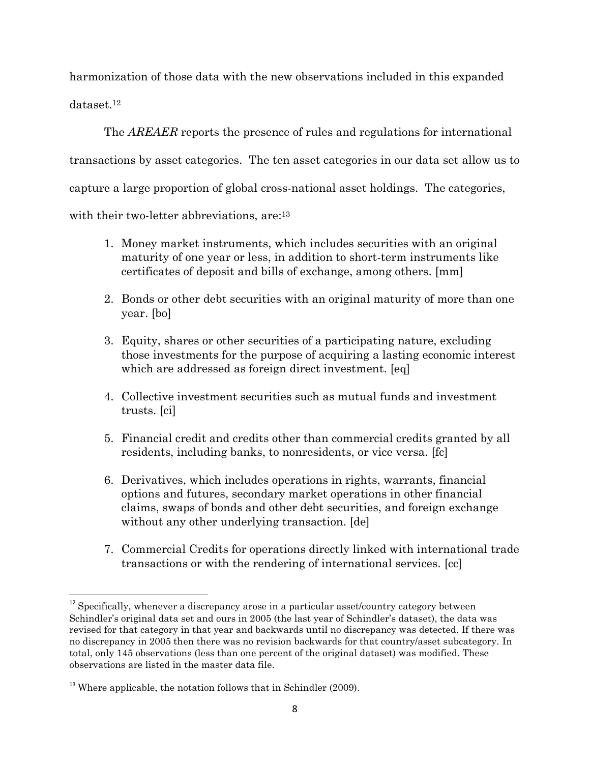harmonization of those data with the new observations included in this expanded dataset.[12]

The *AREAER* reports the presence of rules and regulations for international transactions by asset categories. The ten asset categories in our data set allow us to capture a large proportion of global cross-national asset holdings. The categories, with their two-letter abbreviations, are:[13]

1. Money market instruments, which includes securities with an original maturity of one year or less, in addition to short-term instruments like certificates of deposit and bills of exchange, among others. [mm]

2. Bonds or other debt securities with an original maturity of more than one year. [bo]

3. Equity, shares or other securities of a participating nature, excluding those investments for the purpose of acquiring a lasting economic interest which are addressed as foreign direct investment. [eq]

4. Collective investment securities such as mutual funds and investment trusts. [ci]

5. Financial credit and credits other than commercial credits granted by all residents, including banks, to nonresidents, or vice versa. [fc]

6. Derivatives, which includes operations in rights, warrants, financial options and futures, secondary market operations in other financial claims, swaps of bonds and other debt securities, and foreign exchange without any other underlying transaction. [de]

7. Commercial Credits for operations directly linked with international trade transactions or with the rendering of international services. [cc]

---

[12] Specifically, whenever a discrepancy arose in a particular asset/country category between Schindler's original data set and ours in 2005 (the last year of Schindler's dataset), the data was revised for that category in that year and backwards until no discrepancy was detected. If there was no discrepancy in 2005 then there was no revision backwards for that country/asset subcategory. In total, only 145 observations (less than one percent of the original dataset) was modified. These observations are listed in the master data file.

[13] Where applicable, the notation follows that in Schindler (2009).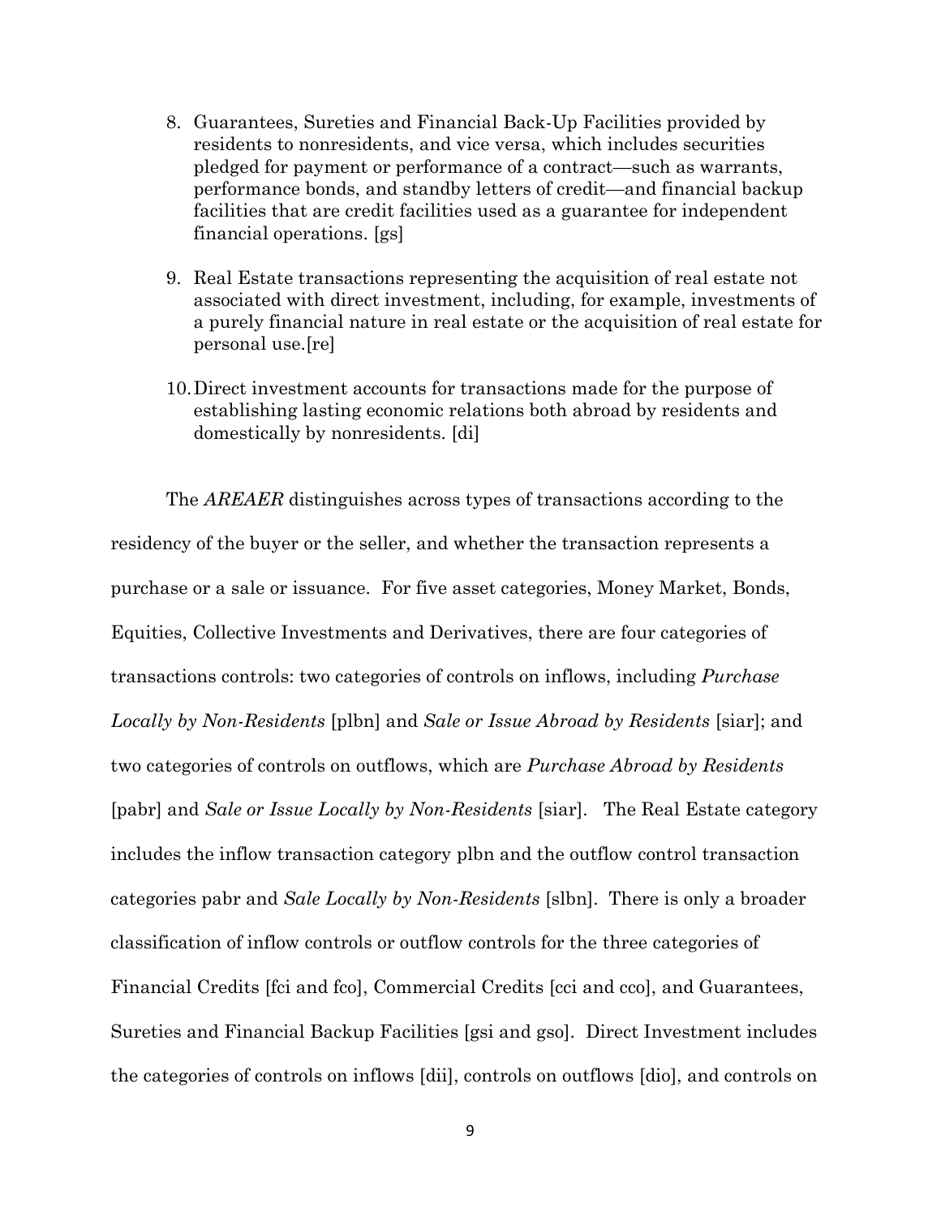8. Guarantees, Sureties and Financial Back-Up Facilities provided by residents to nonresidents, and vice versa, which includes securities pledged for payment or performance of a contract—such as warrants, performance bonds, and standby letters of credit—and financial backup facilities that are credit facilities used as a guarantee for independent financial operations. [gs]

9. Real Estate transactions representing the acquisition of real estate not associated with direct investment, including, for example, investments of a purely financial nature in real estate or the acquisition of real estate for personal use.[re]

10. Direct investment accounts for transactions made for the purpose of establishing lasting economic relations both abroad by residents and domestically by nonresidents. [di]

The *AREAER* distinguishes across types of transactions according to the residency of the buyer or the seller, and whether the transaction represents a purchase or a sale or issuance. For five asset categories, Money Market, Bonds, Equities, Collective Investments and Derivatives, there are four categories of transactions controls: two categories of controls on inflows, including *Purchase Locally by Non-Residents* [plbn] and *Sale or Issue Abroad by Residents* [siar]; and two categories of controls on outflows, which are *Purchase Abroad by Residents* [pabr] and *Sale or Issue Locally by Non-Residents* [siar]. The Real Estate category includes the inflow transaction category plbn and the outflow control transaction categories pabr and *Sale Locally by Non-Residents* [slbn]. There is only a broader classification of inflow controls or outflow controls for the three categories of Financial Credits [fci and fco], Commercial Credits [cci and cco], and Guarantees, Sureties and Financial Backup Facilities [gsi and gso]. Direct Investment includes the categories of controls on inflows [dii], controls on outflows [dio], and controls on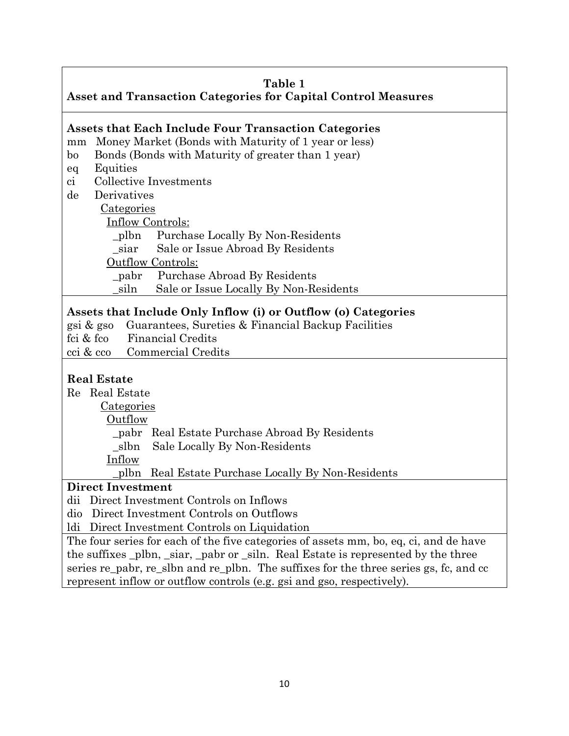**Table 1**
**Asset and Transaction Categories for Capital Control Measures**

**Assets that Each Include Four Transaction Categories**

mm Money Market (Bonds with Maturity of 1 year or less)
bo Bonds (Bonds with Maturity of greater than 1 year)
eq Equities
ci Collective Investments
de Derivatives

- Categories
  - Inflow Controls:
    - _plbn Purchase Locally By Non-Residents
    - _siar Sale or Issue Abroad By Residents
  - Outflow Controls:
    - _pabr Purchase Abroad By Residents
    - _siln Sale or Issue Locally By Non-Residents

**Assets that Include Only Inflow (i) or Outflow (o) Categories**

gsi & gso Guarantees, Sureties & Financial Backup Facilities
fci & fco Financial Credits
cci & cco Commercial Credits

**Real Estate**

Re Real Estate

- Categories
  - Outflow
    - _pabr Real Estate Purchase Abroad By Residents
    - _slbn Sale Locally By Non-Residents
  - Inflow
    - _plbn Real Estate Purchase Locally By Non-Residents

**Direct Investment**

dii Direct Investment Controls on Inflows
dio Direct Investment Controls on Outflows
ldi Direct Investment Controls on Liquidation

The four series for each of the five categories of assets mm, bo, eq, ci, and de have the suffixes _plbn, _siar, _pabr or _siln. Real Estate is represented by the three series re_pabr, re_slbn and re_plbn. The suffixes for the three series gs, fc, and cc represent inflow or outflow controls (e.g. gsi and gso, respectively).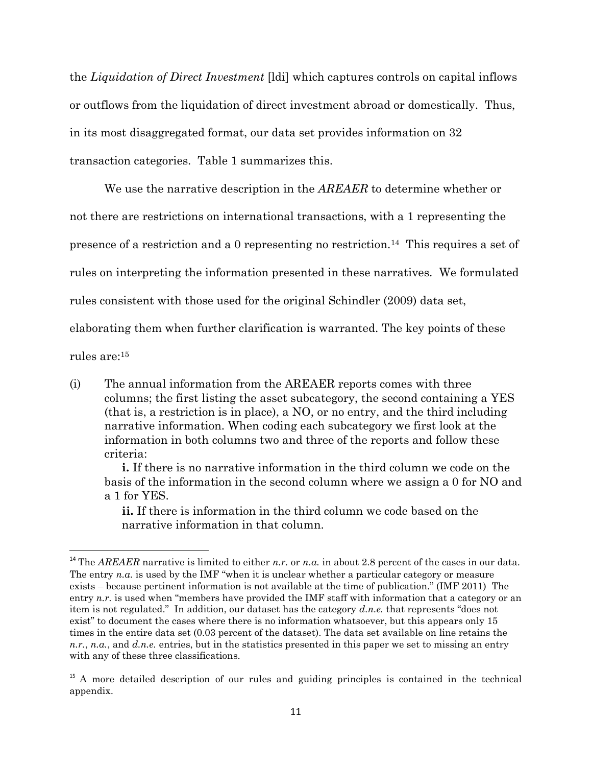the *Liquidation of Direct Investment* [ldi] which captures controls on capital inflows or outflows from the liquidation of direct investment abroad or domestically. Thus, in its most disaggregated format, our data set provides information on 32 transaction categories. Table 1 summarizes this.

We use the narrative description in the *AREAER* to determine whether or not there are restrictions on international transactions, with a 1 representing the presence of a restriction and a 0 representing no restriction.[14] This requires a set of rules on interpreting the information presented in these narratives. We formulated rules consistent with those used for the original Schindler (2009) data set, elaborating them when further clarification is warranted. The key points of these rules are:[15]

(i) The annual information from the AREAER reports comes with three columns; the first listing the asset subcategory, the second containing a YES (that is, a restriction is in place), a NO, or no entry, and the third including narrative information. When coding each subcategory we first look at the information in both columns two and three of the reports and follow these criteria:

**i.** If there is no narrative information in the third column we code on the basis of the information in the second column where we assign a 0 for NO and a 1 for YES.

**ii.** If there is information in the third column we code based on the narrative information in that column.

---

[14] The *AREAER* narrative is limited to either *n.r.* or *n.a.* in about 2.8 percent of the cases in our data. The entry *n.a.* is used by the IMF "when it is unclear whether a particular category or measure exists – because pertinent information is not available at the time of publication." (IMF 2011) The entry *n.r.* is used when "members have provided the IMF staff with information that a category or an item is not regulated." In addition, our dataset has the category *d.n.e.* that represents "does not exist" to document the cases where there is no information whatsoever, but this appears only 15 times in the entire data set (0.03 percent of the dataset). The data set available on line retains the *n.r.*, *n.a.*, and *d.n.e.* entries, but in the statistics presented in this paper we set to missing an entry with any of these three classifications.

[15] A more detailed description of our rules and guiding principles is contained in the technical appendix.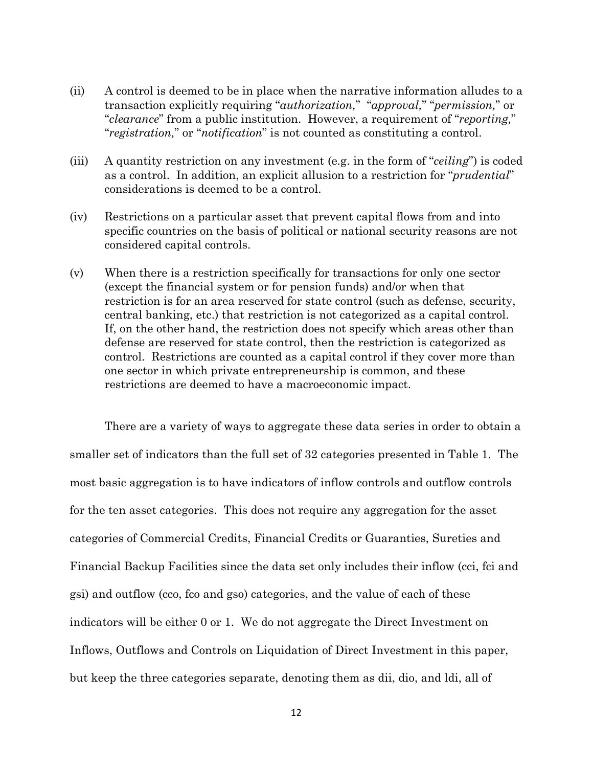(ii) A control is deemed to be in place when the narrative information alludes to a transaction explicitly requiring "*authorization,*" "*approval,*" "*permission,*" or "*clearance*" from a public institution. However, a requirement of "*reporting,*" "*registration,*" or "*notification*" is not counted as constituting a control.

(iii) A quantity restriction on any investment (e.g. in the form of "*ceiling*") is coded as a control. In addition, an explicit allusion to a restriction for "*prudential*" considerations is deemed to be a control.

(iv) Restrictions on a particular asset that prevent capital flows from and into specific countries on the basis of political or national security reasons are not considered capital controls.

(v) When there is a restriction specifically for transactions for only one sector (except the financial system or for pension funds) and/or when that restriction is for an area reserved for state control (such as defense, security, central banking, etc.) that restriction is not categorized as a capital control. If, on the other hand, the restriction does not specify which areas other than defense are reserved for state control, then the restriction is categorized as control. Restrictions are counted as a capital control if they cover more than one sector in which private entrepreneurship is common, and these restrictions are deemed to have a macroeconomic impact.

There are a variety of ways to aggregate these data series in order to obtain a smaller set of indicators than the full set of 32 categories presented in Table 1. The most basic aggregation is to have indicators of inflow controls and outflow controls for the ten asset categories. This does not require any aggregation for the asset categories of Commercial Credits, Financial Credits or Guaranties, Sureties and Financial Backup Facilities since the data set only includes their inflow (cci, fci and gsi) and outflow (cco, fco and gso) categories, and the value of each of these indicators will be either 0 or 1. We do not aggregate the Direct Investment on Inflows, Outflows and Controls on Liquidation of Direct Investment in this paper, but keep the three categories separate, denoting them as dii, dio, and ldi, all of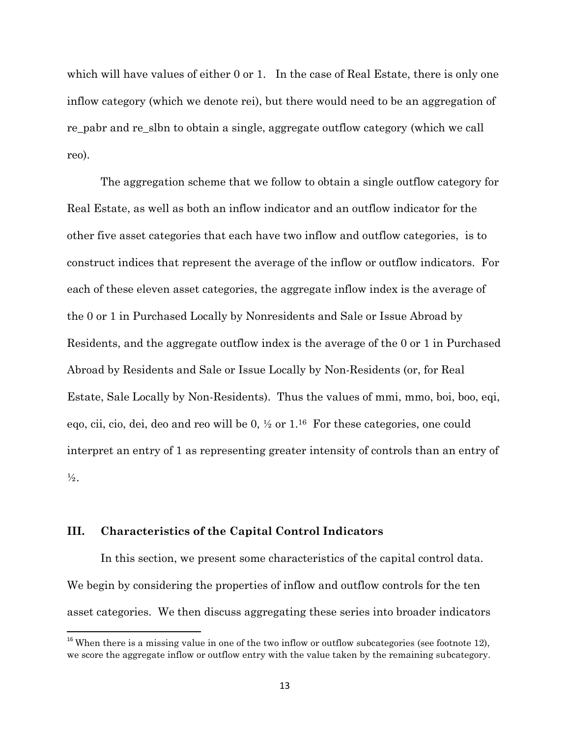which will have values of either 0 or 1. In the case of Real Estate, there is only one inflow category (which we denote rei), but there would need to be an aggregation of re_pabr and re_slbn to obtain a single, aggregate outflow category (which we call reo).

The aggregation scheme that we follow to obtain a single outflow category for Real Estate, as well as both an inflow indicator and an outflow indicator for the other five asset categories that each have two inflow and outflow categories, is to construct indices that represent the average of the inflow or outflow indicators. For each of these eleven asset categories, the aggregate inflow index is the average of the 0 or 1 in Purchased Locally by Nonresidents and Sale or Issue Abroad by Residents, and the aggregate outflow index is the average of the 0 or 1 in Purchased Abroad by Residents and Sale or Issue Locally by Non-Residents (or, for Real Estate, Sale Locally by Non-Residents). Thus the values of mmi, mmo, boi, boo, eqi, eqo, cii, cio, dei, deo and reo will be 0, ½ or 1.[16] For these categories, one could interpret an entry of 1 as representing greater intensity of controls than an entry of ½.

## III. Characteristics of the Capital Control Indicators

In this section, we present some characteristics of the capital control data. We begin by considering the properties of inflow and outflow controls for the ten asset categories. We then discuss aggregating these series into broader indicators

[16] When there is a missing value in one of the two inflow or outflow subcategories (see footnote 12), we score the aggregate inflow or outflow entry with the value taken by the remaining subcategory.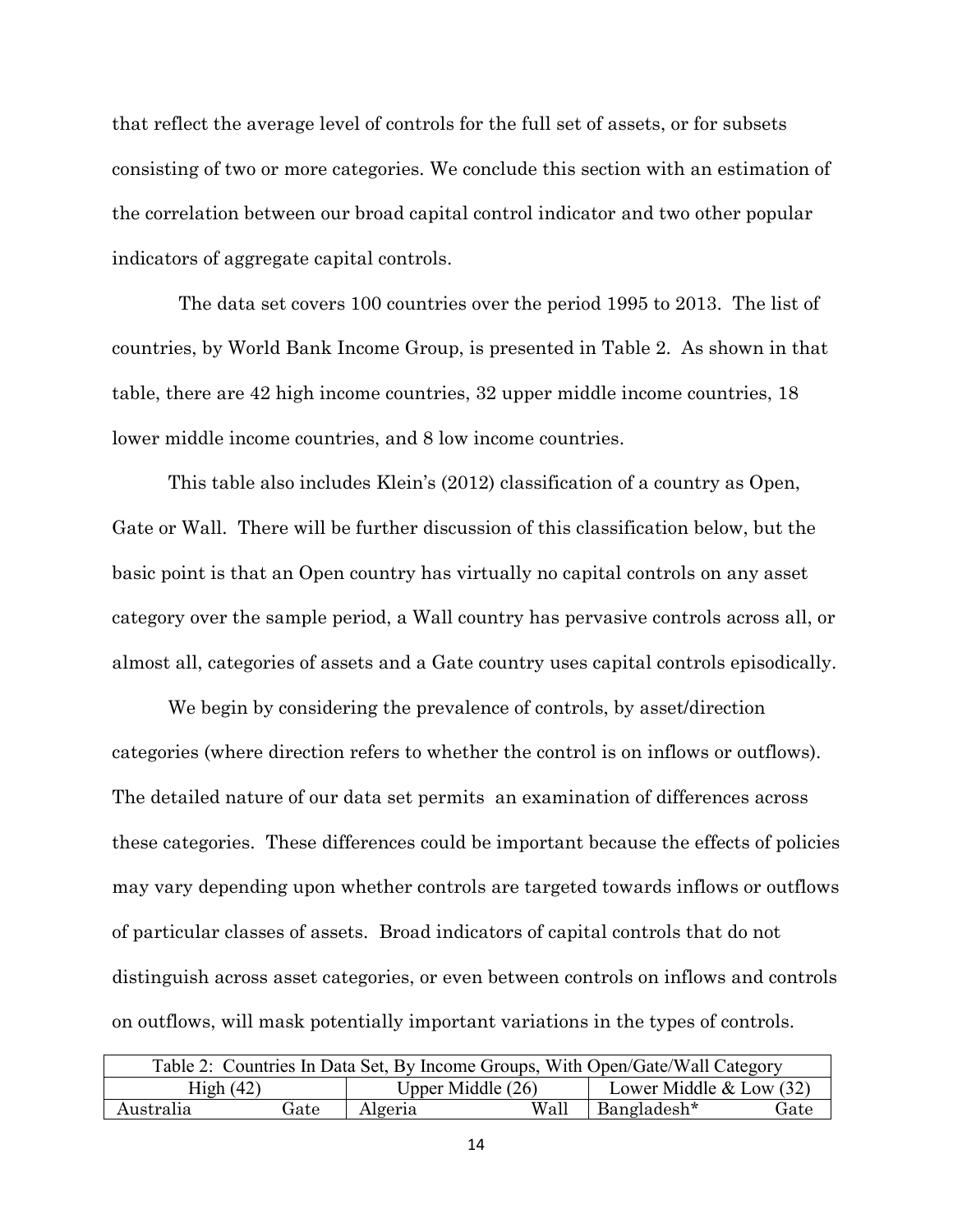that reflect the average level of controls for the full set of assets, or for subsets consisting of two or more categories. We conclude this section with an estimation of the correlation between our broad capital control indicator and two other popular indicators of aggregate capital controls.

The data set covers 100 countries over the period 1995 to 2013. The list of countries, by World Bank Income Group, is presented in Table 2. As shown in that table, there are 42 high income countries, 32 upper middle income countries, 18 lower middle income countries, and 8 low income countries.

This table also includes Klein's (2012) classification of a country as Open, Gate or Wall. There will be further discussion of this classification below, but the basic point is that an Open country has virtually no capital controls on any asset category over the sample period, a Wall country has pervasive controls across all, or almost all, categories of assets and a Gate country uses capital controls episodically.

We begin by considering the prevalence of controls, by asset/direction categories (where direction refers to whether the control is on inflows or outflows). The detailed nature of our data set permits an examination of differences across these categories. These differences could be important because the effects of policies may vary depending upon whether controls are targeted towards inflows or outflows of particular classes of assets. Broad indicators of capital controls that do not distinguish across asset categories, or even between controls on inflows and controls on outflows, will mask potentially important variations in the types of controls.

| Table 2: Countries In Data Set, By Income Groups, With Open/Gate/Wall Category | | | | | |
|---|---|---|---|---|---|
| High (42) | | Upper Middle (26) | | Lower Middle & Low (32) | |
| Australia | Gate | Algeria | Wall | Bangladesh* | Gate |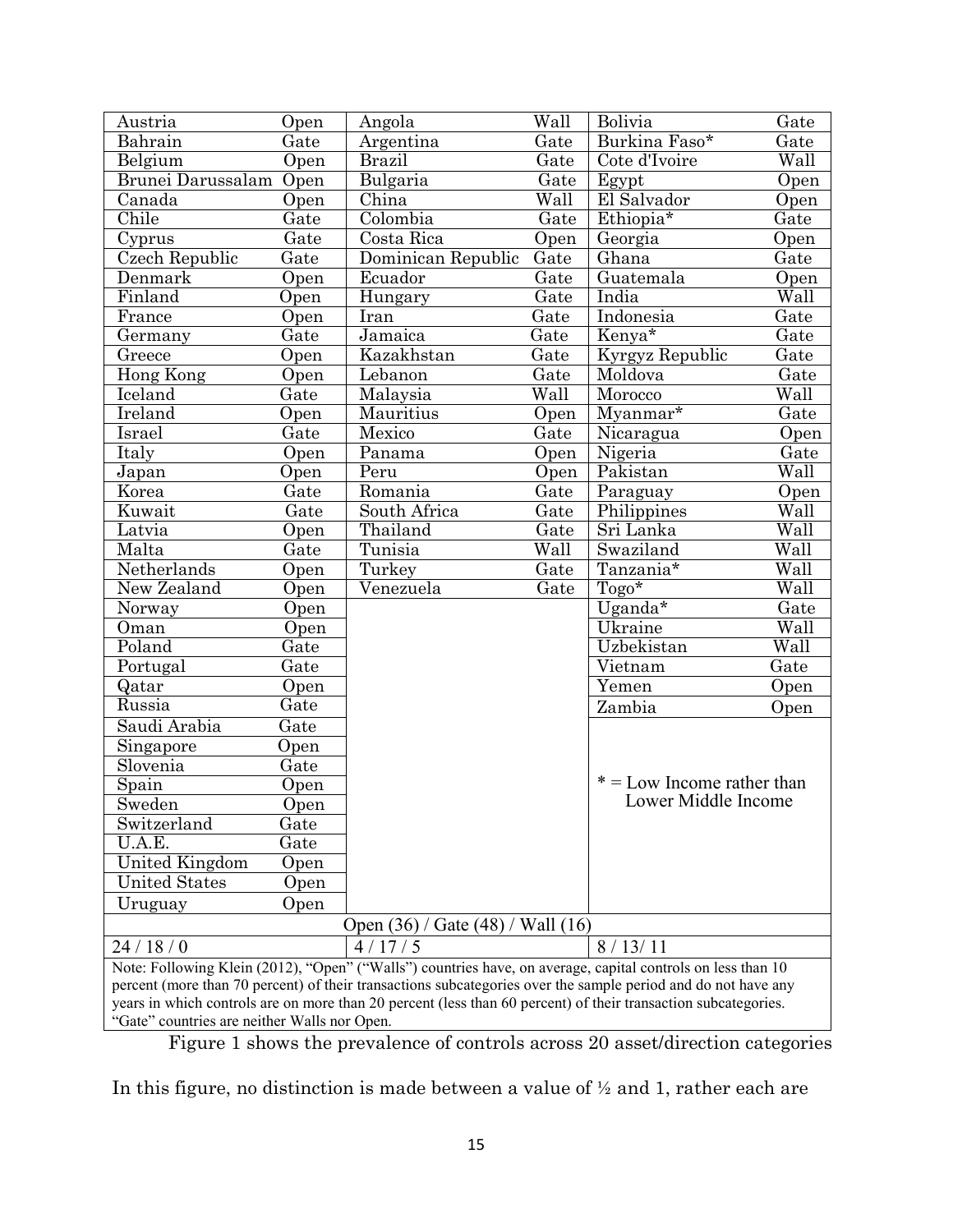| Country | Category | Country | Category | Country | Category |
|---|---|---|---|---|---|
| Austria | Open | Angola | Wall | Bolivia | Gate |
| Bahrain | Gate | Argentina | Gate | Burkina Faso* | Gate |
| Belgium | Open | Brazil | Gate | Cote d'Ivoire | Wall |
| Brunei Darussalam | Open | Bulgaria | Gate | Egypt | Open |
| Canada | Open | China | Wall | El Salvador | Open |
| Chile | Gate | Colombia | Gate | Ethiopia* | Gate |
| Cyprus | Gate | Costa Rica | Open | Georgia | Open |
| Czech Republic | Gate | Dominican Republic | Gate | Ghana | Gate |
| Denmark | Open | Ecuador | Gate | Guatemala | Open |
| Finland | Open | Hungary | Gate | India | Wall |
| France | Open | Iran | Gate | Indonesia | Gate |
| Germany | Gate | Jamaica | Gate | Kenya* | Gate |
| Greece | Open | Kazakhstan | Gate | Kyrgyz Republic | Gate |
| Hong Kong | Open | Lebanon | Gate | Moldova | Gate |
| Iceland | Gate | Malaysia | Wall | Morocco | Wall |
| Ireland | Open | Mauritius | Open | Myanmar* | Gate |
| Israel | Gate | Mexico | Gate | Nicaragua | Open |
| Italy | Open | Panama | Open | Nigeria | Gate |
| Japan | Open | Peru | Open | Pakistan | Wall |
| Korea | Gate | Romania | Gate | Paraguay | Open |
| Kuwait | Gate | South Africa | Gate | Philippines | Wall |
| Latvia | Open | Thailand | Gate | Sri Lanka | Wall |
| Malta | Gate | Tunisia | Wall | Swaziland | Wall |
| Netherlands | Open | Turkey | Gate | Tanzania* | Wall |
| New Zealand | Open | Venezuela | Gate | Togo* | Wall |
| Norway | Open | | | Uganda* | Gate |
| Oman | Open | | | Ukraine | Wall |
| Poland | Gate | | | Uzbekistan | Wall |
| Portugal | Gate | | | Vietnam | Gate |
| Qatar | Open | | | Yemen | Open |
| Russia | Gate | | | Zambia | Open |
| Saudi Arabia | Gate | | | | |
| Singapore | Open | | | | |
| Slovenia | Gate | | | * = Low Income rather than Lower Middle Income | |
| Spain | Open | | | | |
| Sweden | Open | | | | |
| Switzerland | Gate | | | | |
| U.A.E. | Gate | | | | |
| United Kingdom | Open | | | | |
| United States | Open | | | | |
| Uruguay | Open | | | | |
| Open (36) / Gate (48) / Wall (16) | | | | | |
| 24 / 18 / 0 | | 4 / 17 / 5 | | 8 / 13/ 11 | |

Note: Following Klein (2012), "Open" ("Walls") countries have, on average, capital controls on less than 10 percent (more than 70 percent) of their transactions subcategories over the sample period and do not have any years in which controls are on more than 20 percent (less than 60 percent) of their transaction subcategories. "Gate" countries are neither Walls nor Open.

Figure 1 shows the prevalence of controls across 20 asset/direction categories

In this figure, no distinction is made between a value of ½ and 1, rather each are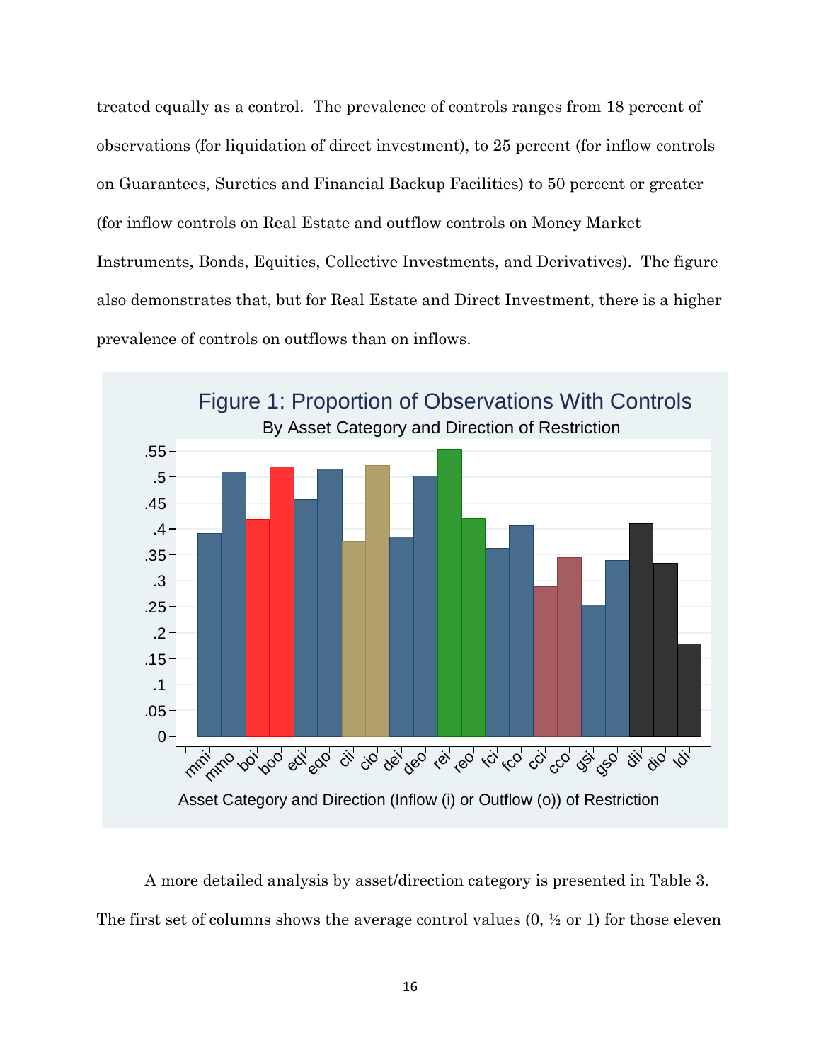treated equally as a control. The prevalence of controls ranges from 18 percent of observations (for liquidation of direct investment), to 25 percent (for inflow controls on Guarantees, Sureties and Financial Backup Facilities) to 50 percent or greater (for inflow controls on Real Estate and outflow controls on Money Market Instruments, Bonds, Equities, Collective Investments, and Derivatives). The figure also demonstrates that, but for Real Estate and Direct Investment, there is a higher prevalence of controls on outflows than on inflows.

Figure 1: Proportion of Observations With Controls

By Asset Category and Direction of Restriction

A more detailed analysis by asset/direction category is presented in Table 3. The first set of columns shows the average control values (0, ½ or 1) for those eleven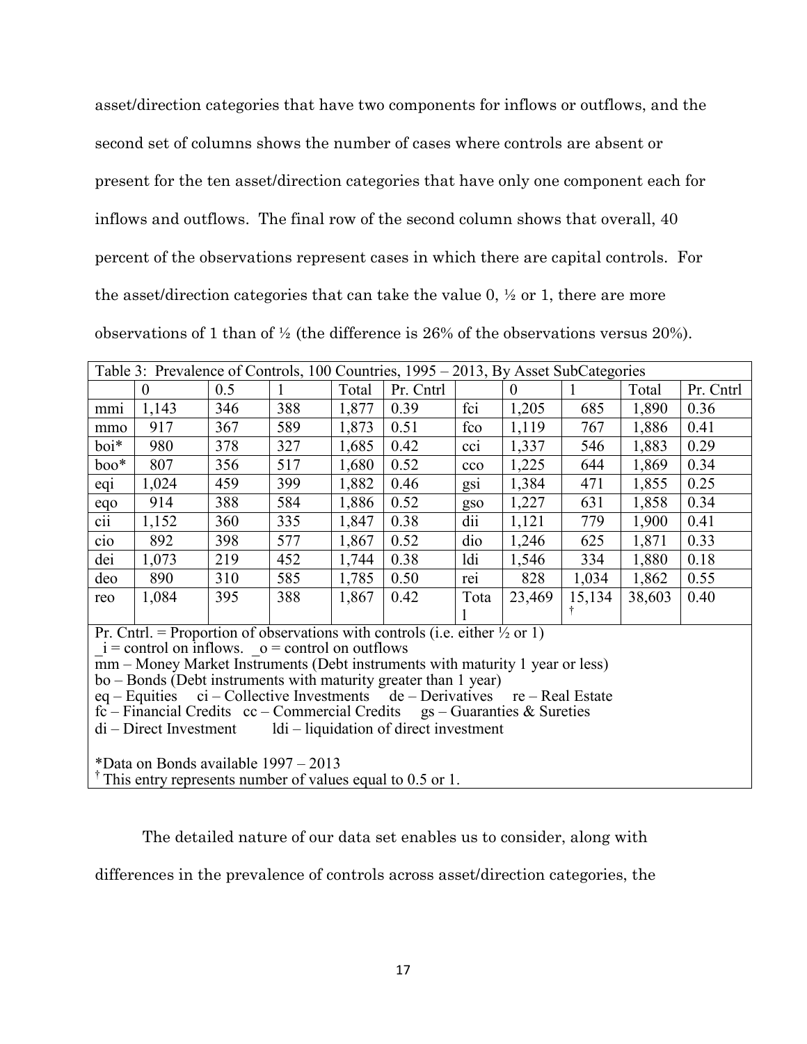asset/direction categories that have two components for inflows or outflows, and the second set of columns shows the number of cases where controls are absent or present for the ten asset/direction categories that have only one component each for inflows and outflows. The final row of the second column shows that overall, 40 percent of the observations represent cases in which there are capital controls. For the asset/direction categories that can take the value 0, ½ or 1, there are more observations of 1 than of ½ (the difference is 26% of the observations versus 20%).

| Table 3: Prevalence of Controls, 100 Countries, 1995 – 2013, By Asset SubCategories | | | | | | | | | | |
|---|---|---|---|---|---|---|---|---|---|---|
| | 0 | 0.5 | 1 | Total | Pr. Cntrl | | 0 | 1 | Total | Pr. Cntrl |
| mmi | 1,143 | 346 | 388 | 1,877 | 0.39 | fci | 1,205 | 685 | 1,890 | 0.36 |
| mmo | 917 | 367 | 589 | 1,873 | 0.51 | fco | 1,119 | 767 | 1,886 | 0.41 |
| boi* | 980 | 378 | 327 | 1,685 | 0.42 | cci | 1,337 | 546 | 1,883 | 0.29 |
| boo* | 807 | 356 | 517 | 1,680 | 0.52 | cco | 1,225 | 644 | 1,869 | 0.34 |
| eqi | 1,024 | 459 | 399 | 1,882 | 0.46 | gsi | 1,384 | 471 | 1,855 | 0.25 |
| eqo | 914 | 388 | 584 | 1,886 | 0.52 | gso | 1,227 | 631 | 1,858 | 0.34 |
| cii | 1,152 | 360 | 335 | 1,847 | 0.38 | dii | 1,121 | 779 | 1,900 | 0.41 |
| cio | 892 | 398 | 577 | 1,867 | 0.52 | dio | 1,246 | 625 | 1,871 | 0.33 |
| dei | 1,073 | 219 | 452 | 1,744 | 0.38 | ldi | 1,546 | 334 | 1,880 | 0.18 |
| deo | 890 | 310 | 585 | 1,785 | 0.50 | rei | 828 | 1,034 | 1,862 | 0.55 |
| reo | 1,084 | 395 | 388 | 1,867 | 0.42 | Total | 23,469 | 15,134 † | 38,603 | 0.40 |

Pr. Cntrl. = Proportion of observations with controls (i.e. either ½ or 1)
_i = control on inflows. _o = control on outflows
mm – Money Market Instruments (Debt instruments with maturity 1 year or less)
bo – Bonds (Debt instruments with maturity greater than 1 year)
eq – Equities ci – Collective Investments de – Derivatives re – Real Estate
fc – Financial Credits cc – Commercial Credits gs – Guaranties & Sureties
di – Direct Investment ldi – liquidation of direct investment

*Data on Bonds available 1997 – 2013
† This entry represents number of values equal to 0.5 or 1.

The detailed nature of our data set enables us to consider, along with differences in the prevalence of controls across asset/direction categories, the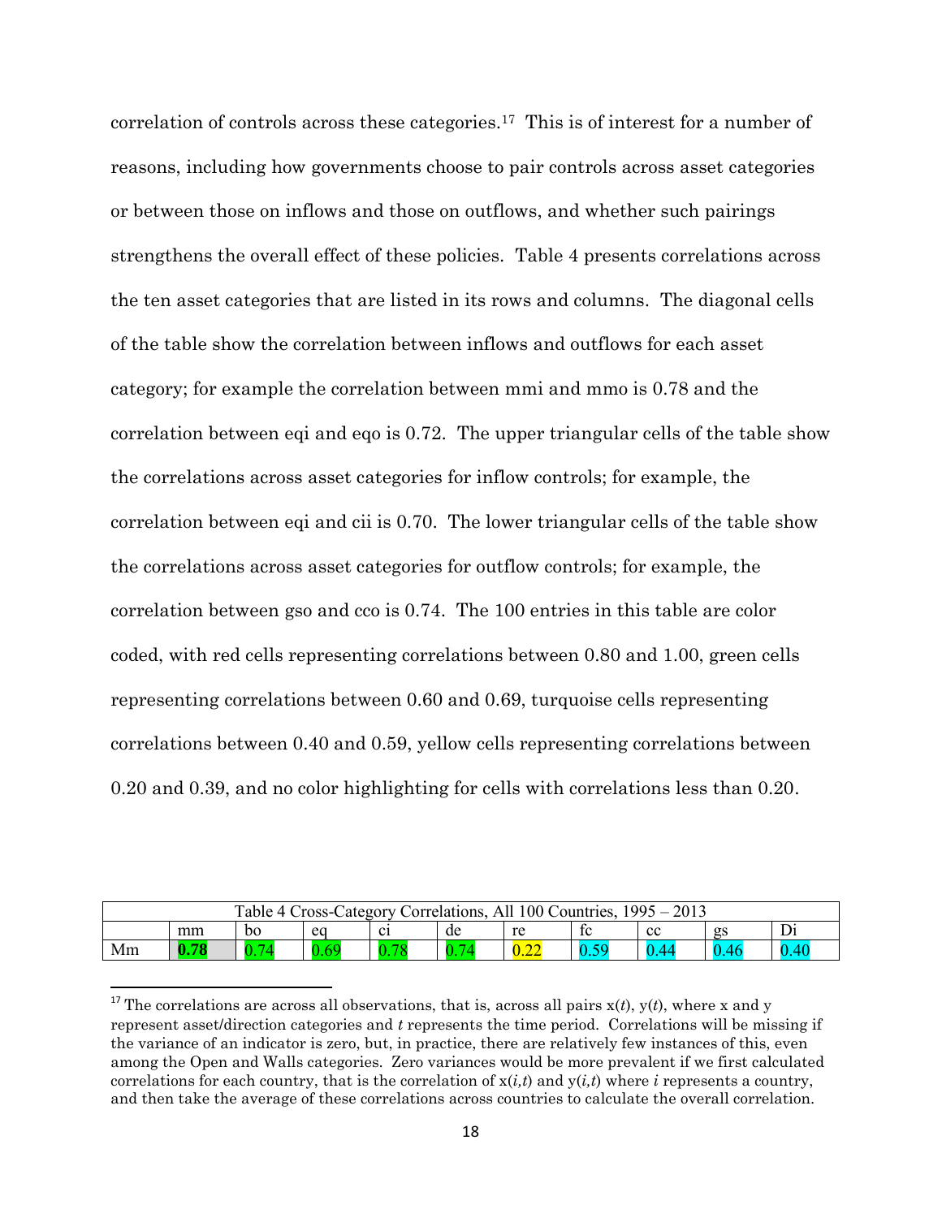correlation of controls across these categories.[17] This is of interest for a number of reasons, including how governments choose to pair controls across asset categories or between those on inflows and those on outflows, and whether such pairings strengthens the overall effect of these policies. Table 4 presents correlations across the ten asset categories that are listed in its rows and columns. The diagonal cells of the table show the correlation between inflows and outflows for each asset category; for example the correlation between mmi and mmo is 0.78 and the correlation between eqi and eqo is 0.72. The upper triangular cells of the table show the correlations across asset categories for inflow controls; for example, the correlation between eqi and cii is 0.70. The lower triangular cells of the table show the correlations across asset categories for outflow controls; for example, the correlation between gso and cco is 0.74. The 100 entries in this table are color coded, with red cells representing correlations between 0.80 and 1.00, green cells representing correlations between 0.60 and 0.69, turquoise cells representing correlations between 0.40 and 0.59, yellow cells representing correlations between 0.20 and 0.39, and no color highlighting for cells with correlations less than 0.20.

Table 4 Cross-Category Correlations, All 100 Countries, 1995 – 2013

| | mm | bo | eq | ci | de | re | fc | cc | gs | Di |
|---|---|---|---|---|---|---|---|---|---|---|
| Mm | **0.78** | 0.74 | 0.69 | 0.78 | 0.74 | 0.22 | 0.59 | 0.44 | 0.46 | 0.40 |

[17] The correlations are across all observations, that is, across all pairs x(*t*), y(*t*), where x and y represent asset/direction categories and *t* represents the time period. Correlations will be missing if the variance of an indicator is zero, but, in practice, there are relatively few instances of this, even among the Open and Walls categories. Zero variances would be more prevalent if we first calculated correlations for each country, that is the correlation of x(*i,t*) and y(*i,t*) where *i* represents a country, and then take the average of these correlations across countries to calculate the overall correlation.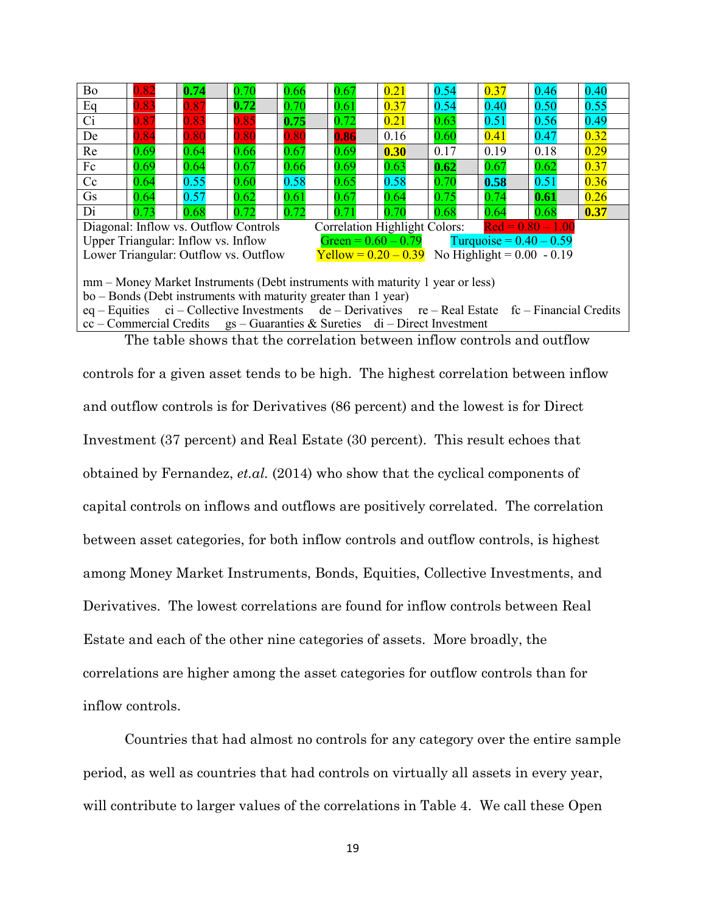| | | | | | | | | | | |
|---|---|---|---|---|---|---|---|---|---|---|
| Bo | 0.82 | **0.74** | 0.70 | 0.66 | 0.67 | 0.21 | 0.54 | 0.37 | 0.46 | 0.40 |
| Eq | 0.83 | 0.87 | **0.72** | 0.70 | 0.61 | 0.37 | 0.54 | 0.40 | 0.50 | 0.55 |
| Ci | 0.87 | 0.83 | 0.85 | **0.75** | 0.72 | 0.21 | 0.63 | 0.51 | 0.56 | 0.49 |
| De | 0.84 | 0.80 | 0.80 | 0.80 | **0.86** | 0.16 | 0.60 | 0.41 | 0.47 | 0.32 |
| Re | 0.69 | 0.64 | 0.66 | 0.67 | 0.69 | **0.30** | 0.17 | 0.19 | 0.18 | 0.29 |
| Fc | 0.69 | 0.64 | 0.67 | 0.66 | 0.69 | 0.63 | **0.62** | 0.67 | 0.62 | 0.37 |
| Cc | 0.64 | 0.55 | 0.60 | 0.58 | 0.65 | 0.58 | 0.70 | **0.58** | 0.51 | 0.36 |
| Gs | 0.64 | 0.57 | 0.62 | 0.61 | 0.67 | 0.64 | 0.75 | 0.74 | **0.61** | 0.26 |
| Di | 0.73 | 0.68 | 0.72 | 0.72 | 0.71 | 0.70 | 0.68 | 0.64 | 0.68 | **0.37** |

Diagonal: Inflow vs. Outflow Controls
Upper Triangular: Inflow vs. Inflow
Lower Triangular: Outflow vs. Outflow

Correlation Highlight Colors: Red = 0.80 – 1.00, Green = 0.60 – 0.79, Turquoise = 0.40 – 0.59, Yellow = 0.20 – 0.39, No Highlight = 0.00 - 0.19

mm – Money Market Instruments (Debt instruments with maturity 1 year or less)
bo – Bonds (Debt instruments with maturity greater than 1 year)
eq – Equities ci – Collective Investments de – Derivatives re – Real Estate fc – Financial Credits
cc – Commercial Credits gs – Guaranties & Sureties di – Direct Investment

The table shows that the correlation between inflow controls and outflow controls for a given asset tends to be high. The highest correlation between inflow and outflow controls is for Derivatives (86 percent) and the lowest is for Direct Investment (37 percent) and Real Estate (30 percent). This result echoes that obtained by Fernandez, *et.al.* (2014) who show that the cyclical components of capital controls on inflows and outflows are positively correlated. The correlation between asset categories, for both inflow controls and outflow controls, is highest among Money Market Instruments, Bonds, Equities, Collective Investments, and Derivatives. The lowest correlations are found for inflow controls between Real Estate and each of the other nine categories of assets. More broadly, the correlations are higher among the asset categories for outflow controls than for inflow controls.

Countries that had almost no controls for any category over the entire sample period, as well as countries that had controls on virtually all assets in every year, will contribute to larger values of the correlations in Table 4. We call these Open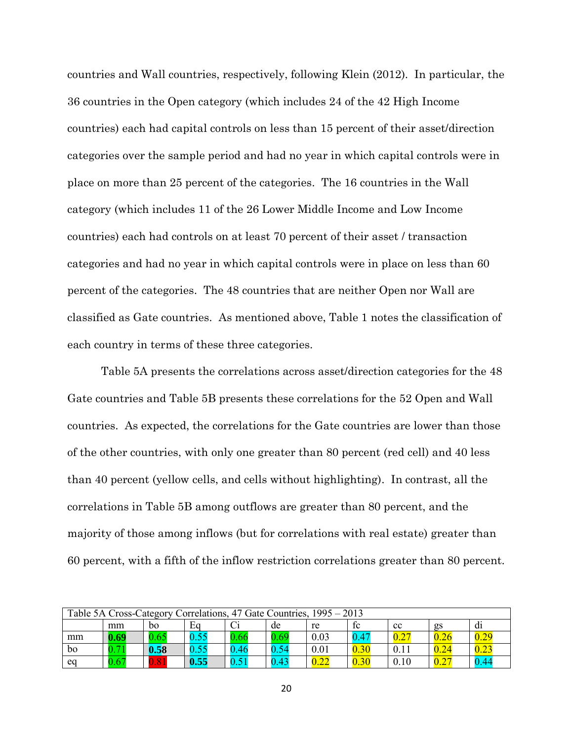countries and Wall countries, respectively, following Klein (2012). In particular, the 36 countries in the Open category (which includes 24 of the 42 High Income countries) each had capital controls on less than 15 percent of their asset/direction categories over the sample period and had no year in which capital controls were in place on more than 25 percent of the categories. The 16 countries in the Wall category (which includes 11 of the 26 Lower Middle Income and Low Income countries) each had controls on at least 70 percent of their asset / transaction categories and had no year in which capital controls were in place on less than 60 percent of the categories. The 48 countries that are neither Open nor Wall are classified as Gate countries. As mentioned above, Table 1 notes the classification of each country in terms of these three categories.

Table 5A presents the correlations across asset/direction categories for the 48 Gate countries and Table 5B presents these correlations for the 52 Open and Wall countries. As expected, the correlations for the Gate countries are lower than those of the other countries, with only one greater than 80 percent (red cell) and 40 less than 40 percent (yellow cells, and cells without highlighting). In contrast, all the correlations in Table 5B among outflows are greater than 80 percent, and the majority of those among inflows (but for correlations with real estate) greater than 60 percent, with a fifth of the inflow restriction correlations greater than 80 percent.

| Table 5A Cross-Category Correlations, 47 Gate Countries, 1995 – 2013 | | | | | | | | | | |
|---|---|---|---|---|---|---|---|---|---|---|
| | mm | bo | Eq | Ci | de | re | fc | cc | gs | di |
| mm | **0.69** | 0.65 | 0.55 | 0.66 | 0.69 | 0.03 | 0.47 | 0.27 | 0.26 | 0.29 |
| bo | 0.71 | **0.58** | 0.55 | 0.46 | 0.54 | 0.01 | 0.30 | 0.11 | 0.24 | 0.23 |
| eq | 0.67 | 0.81 | **0.55** | 0.51 | 0.43 | 0.22 | 0.30 | 0.10 | 0.27 | 0.44 |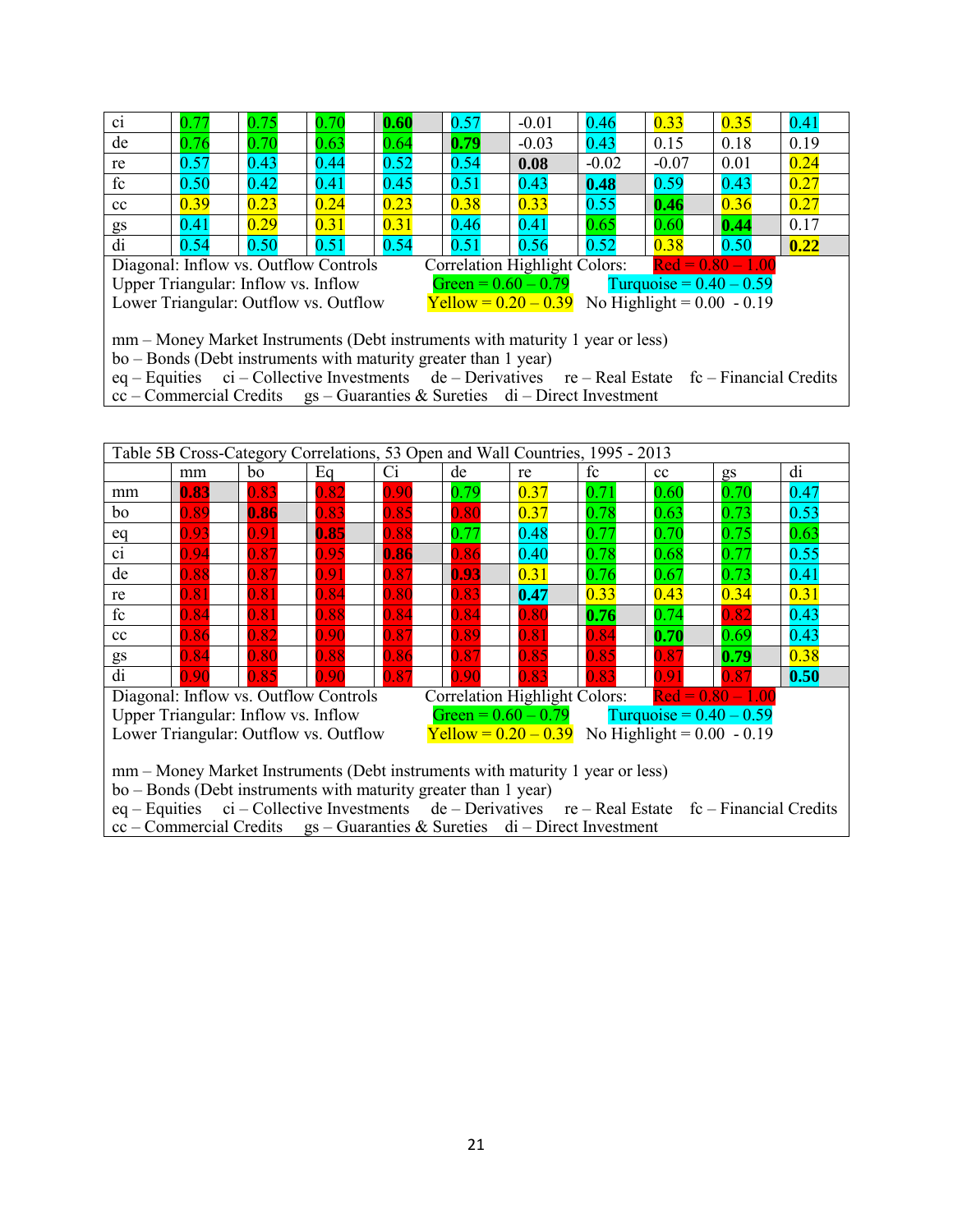| | | | | | | | | | | |
|---|---|---|---|---|---|---|---|---|---|---|
| ci | 0.77 | 0.75 | 0.70 | **0.60** | 0.57 | -0.01 | 0.46 | 0.33 | 0.35 | 0.41 |
| de | 0.76 | 0.70 | 0.63 | 0.64 | **0.79** | -0.03 | 0.43 | 0.15 | 0.18 | 0.19 |
| re | 0.57 | 0.43 | 0.44 | 0.52 | 0.54 | **0.08** | -0.02 | -0.07 | 0.01 | 0.24 |
| fc | 0.50 | 0.42 | 0.41 | 0.45 | 0.51 | 0.43 | **0.48** | 0.59 | 0.43 | 0.27 |
| cc | 0.39 | 0.23 | 0.24 | 0.23 | 0.38 | 0.33 | 0.55 | **0.46** | 0.36 | 0.27 |
| gs | 0.41 | 0.29 | 0.31 | 0.31 | 0.46 | 0.41 | 0.65 | 0.60 | **0.44** | 0.17 |
| di | 0.54 | 0.50 | 0.51 | 0.54 | 0.51 | 0.56 | 0.52 | 0.38 | 0.50 | **0.22** |

Diagonal: Inflow vs. Outflow Controls
Upper Triangular: Inflow vs. Inflow
Lower Triangular: Outflow vs. Outflow

Correlation Highlight Colors: Red = 0.80 – 1.00, Green = 0.60 – 0.79, Turquoise = 0.40 – 0.59, Yellow = 0.20 – 0.39, No Highlight = 0.00 - 0.19

mm – Money Market Instruments (Debt instruments with maturity 1 year or less)
bo – Bonds (Debt instruments with maturity greater than 1 year)
eq – Equities ci – Collective Investments de – Derivatives re – Real Estate fc – Financial Credits
cc – Commercial Credits gs – Guaranties & Sureties di – Direct Investment

Table 5B Cross-Category Correlations, 53 Open and Wall Countries, 1995 - 2013

| | mm | bo | Eq | Ci | de | re | fc | cc | gs | di |
|---|---|---|---|---|---|---|---|---|---|---|
| mm | **0.83** | 0.83 | 0.82 | 0.90 | 0.79 | 0.37 | 0.71 | 0.60 | 0.70 | 0.47 |
| bo | 0.89 | **0.86** | 0.83 | 0.85 | 0.80 | 0.37 | 0.78 | 0.63 | 0.73 | 0.53 |
| eq | 0.93 | 0.91 | **0.85** | 0.88 | 0.77 | 0.48 | 0.77 | 0.70 | 0.75 | 0.63 |
| ci | 0.94 | 0.87 | 0.95 | **0.86** | 0.86 | 0.40 | 0.78 | 0.68 | 0.77 | 0.55 |
| de | 0.88 | 0.87 | 0.91 | 0.87 | **0.93** | 0.31 | 0.76 | 0.67 | 0.73 | 0.41 |
| re | 0.81 | 0.81 | 0.84 | 0.80 | 0.83 | **0.47** | 0.33 | 0.43 | 0.34 | 0.31 |
| fc | 0.84 | 0.81 | 0.88 | 0.84 | 0.84 | 0.80 | **0.76** | 0.74 | 0.82 | 0.43 |
| cc | 0.86 | 0.82 | 0.90 | 0.87 | 0.89 | 0.81 | 0.84 | **0.70** | 0.69 | 0.43 |
| gs | 0.84 | 0.80 | 0.88 | 0.86 | 0.87 | 0.85 | 0.85 | 0.87 | **0.79** | 0.38 |
| di | 0.90 | 0.85 | 0.90 | 0.87 | 0.90 | 0.83 | 0.83 | 0.91 | 0.87 | **0.50** |

Diagonal: Inflow vs. Outflow Controls
Upper Triangular: Inflow vs. Inflow
Lower Triangular: Outflow vs. Outflow

Correlation Highlight Colors: Red = 0.80 – 1.00, Green = 0.60 – 0.79, Turquoise = 0.40 – 0.59, Yellow = 0.20 – 0.39, No Highlight = 0.00 - 0.19

mm – Money Market Instruments (Debt instruments with maturity 1 year or less)
bo – Bonds (Debt instruments with maturity greater than 1 year)
eq – Equities ci – Collective Investments de – Derivatives re – Real Estate fc – Financial Credits
cc – Commercial Credits gs – Guaranties & Sureties di – Direct Investment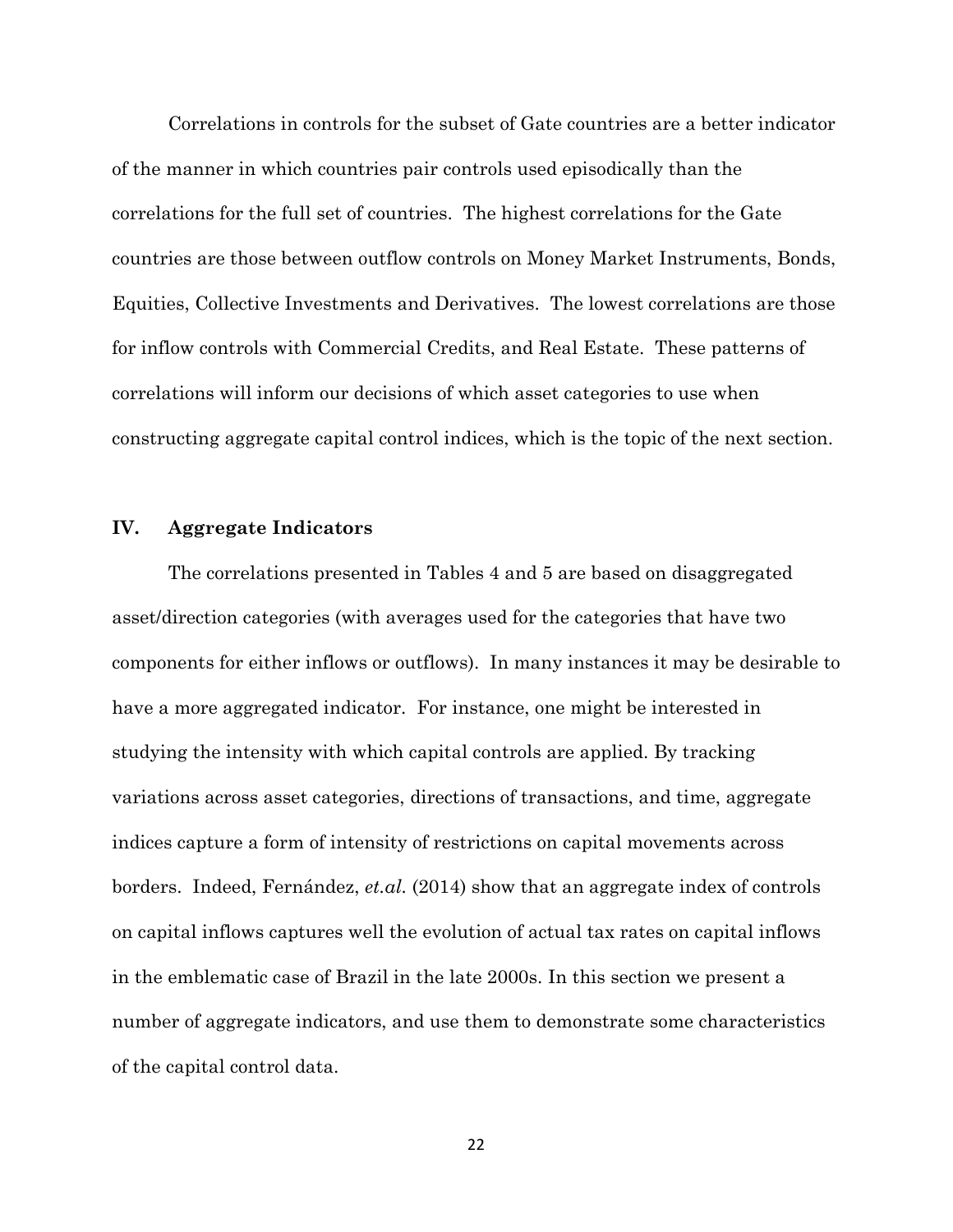Correlations in controls for the subset of Gate countries are a better indicator of the manner in which countries pair controls used episodically than the correlations for the full set of countries. The highest correlations for the Gate countries are those between outflow controls on Money Market Instruments, Bonds, Equities, Collective Investments and Derivatives. The lowest correlations are those for inflow controls with Commercial Credits, and Real Estate. These patterns of correlations will inform our decisions of which asset categories to use when constructing aggregate capital control indices, which is the topic of the next section.

## IV. Aggregate Indicators

The correlations presented in Tables 4 and 5 are based on disaggregated asset/direction categories (with averages used for the categories that have two components for either inflows or outflows). In many instances it may be desirable to have a more aggregated indicator. For instance, one might be interested in studying the intensity with which capital controls are applied. By tracking variations across asset categories, directions of transactions, and time, aggregate indices capture a form of intensity of restrictions on capital movements across borders. Indeed, Fernández, *et.al.* (2014) show that an aggregate index of controls on capital inflows captures well the evolution of actual tax rates on capital inflows in the emblematic case of Brazil in the late 2000s. In this section we present a number of aggregate indicators, and use them to demonstrate some characteristics of the capital control data.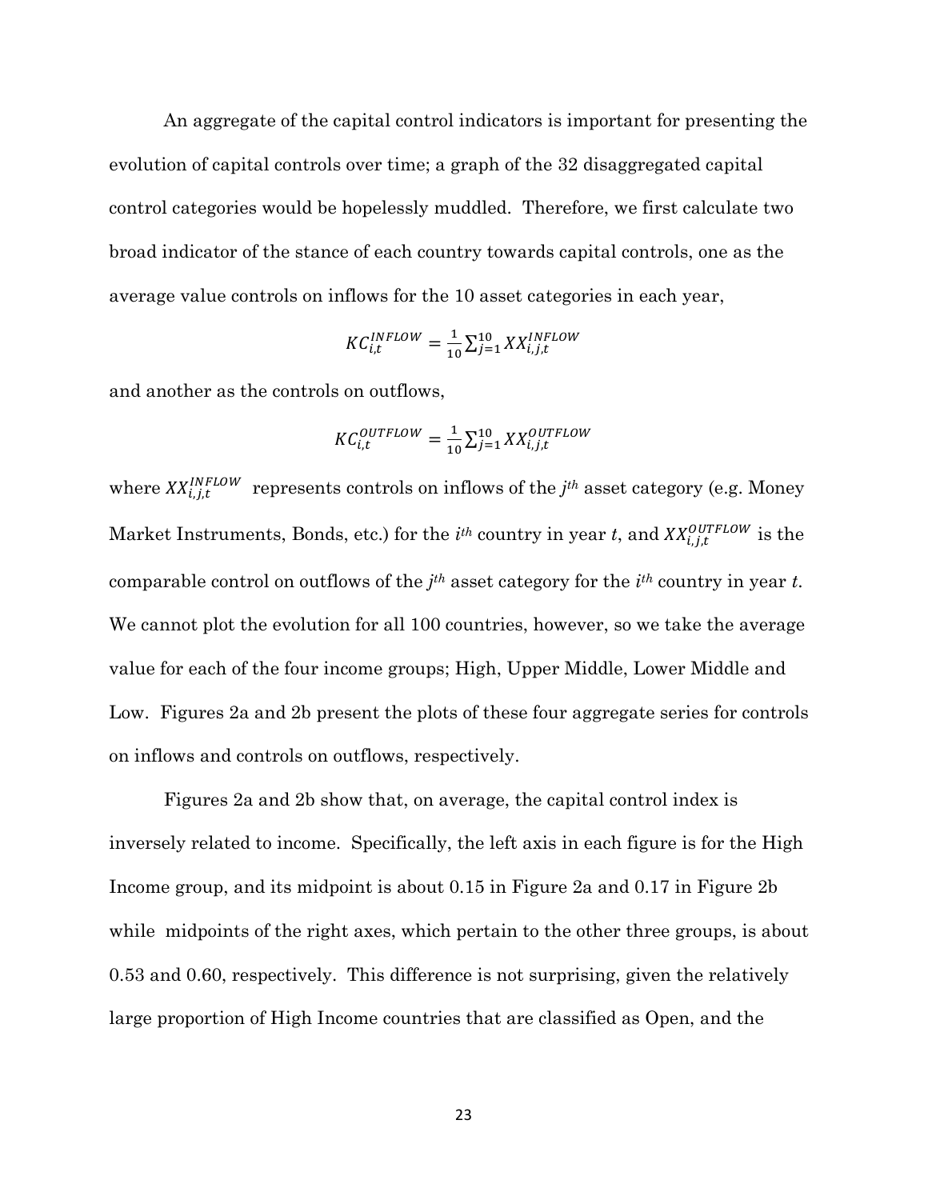An aggregate of the capital control indicators is important for presenting the evolution of capital controls over time; a graph of the 32 disaggregated capital control categories would be hopelessly muddled. Therefore, we first calculate two broad indicator of the stance of each country towards capital controls, one as the average value controls on inflows for the 10 asset categories in each year,

$$KC_{i,t}^{INFLOW} = \frac{1}{10}\sum_{j=1}^{10} XX_{i,j,t}^{INFLOW}$$

and another as the controls on outflows,

$$KC_{i,t}^{OUTFLOW} = \frac{1}{10}\sum_{j=1}^{10} XX_{i,j,t}^{OUTFLOW}$$

where $XX_{i,j,t}^{INFLOW}$ represents controls on inflows of the *j*^th^ asset category (e.g. Money Market Instruments, Bonds, etc.) for the *i*^th^ country in year *t*, and $XX_{i,j,t}^{OUTFLOW}$ is the comparable control on outflows of the *j*^th^ asset category for the *i*^th^ country in year *t*. We cannot plot the evolution for all 100 countries, however, so we take the average value for each of the four income groups; High, Upper Middle, Lower Middle and Low. Figures 2a and 2b present the plots of these four aggregate series for controls on inflows and controls on outflows, respectively.

Figures 2a and 2b show that, on average, the capital control index is inversely related to income. Specifically, the left axis in each figure is for the High Income group, and its midpoint is about 0.15 in Figure 2a and 0.17 in Figure 2b while midpoints of the right axes, which pertain to the other three groups, is about 0.53 and 0.60, respectively. This difference is not surprising, given the relatively large proportion of High Income countries that are classified as Open, and the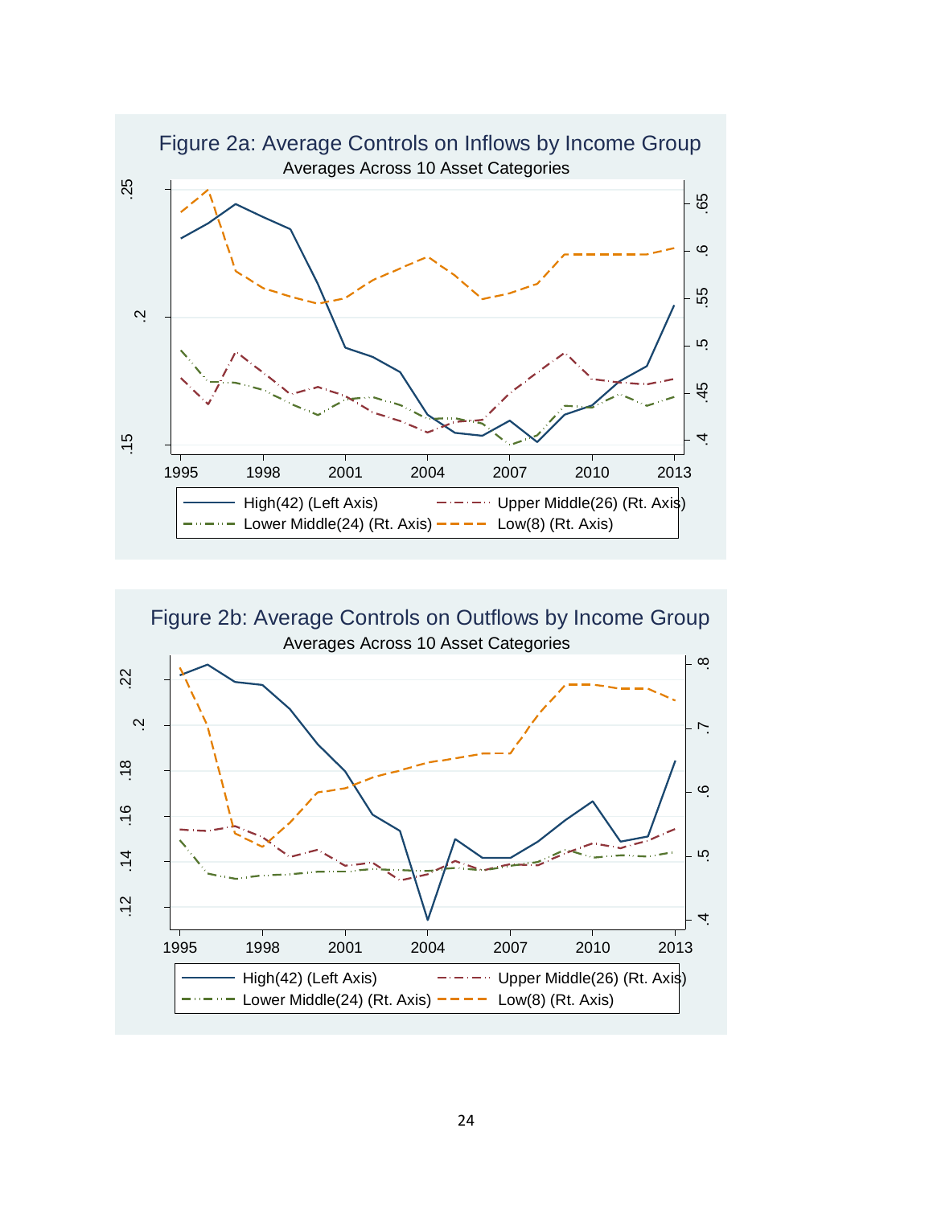Figure 2a: Average Controls on Inflows by Income Group

Averages Across 10 Asset Categories

High(42) (Left Axis) | Upper Middle(26) (Rt. Axis) | Lower Middle(24) (Rt. Axis) | Low(8) (Rt. Axis)

Figure 2b: Average Controls on Outflows by Income Group

Averages Across 10 Asset Categories

High(42) (Left Axis) | Upper Middle(26) (Rt. Axis) | Lower Middle(24) (Rt. Axis) | Low(8) (Rt. Axis)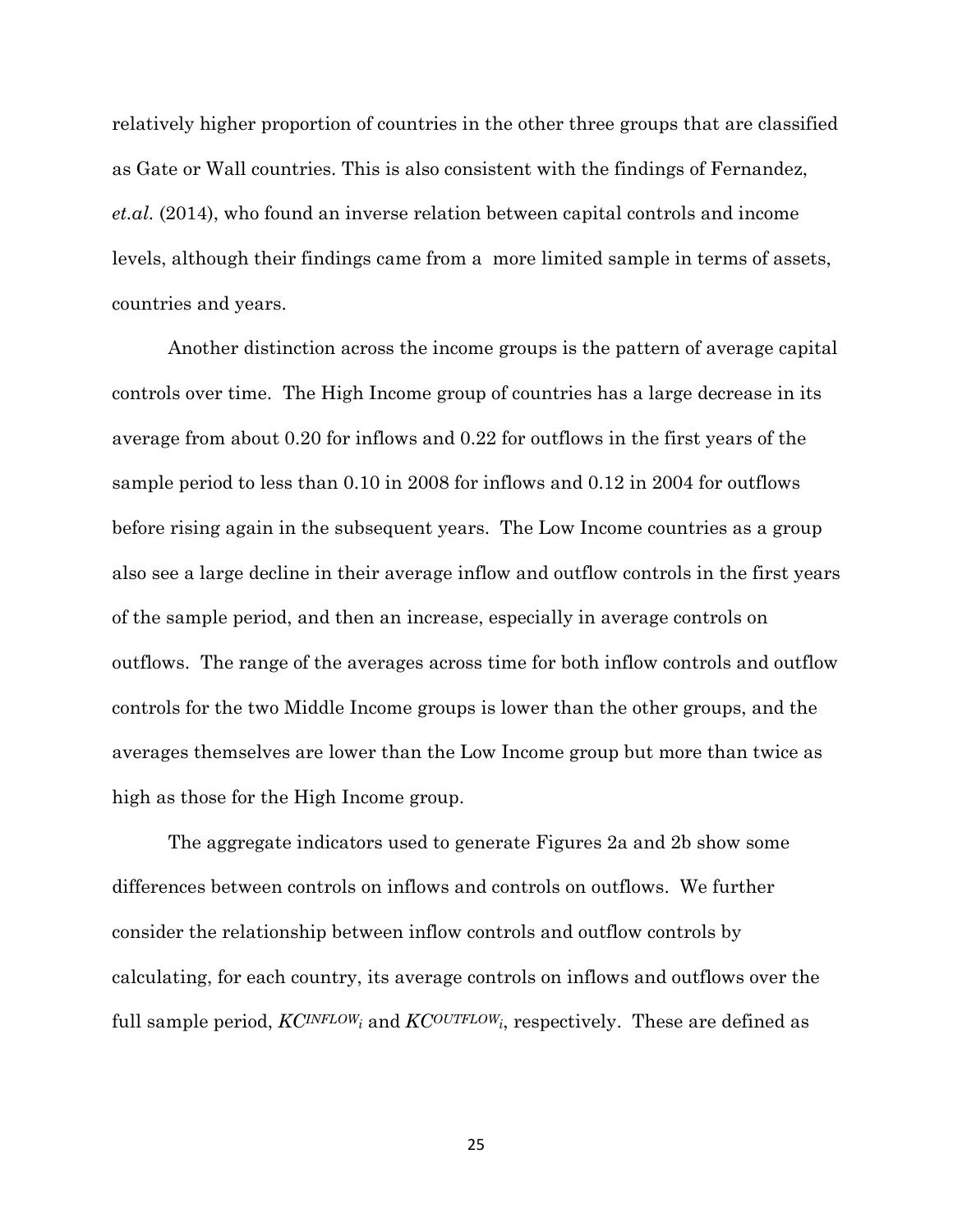relatively higher proportion of countries in the other three groups that are classified as Gate or Wall countries. This is also consistent with the findings of Fernandez, *et.al.* (2014), who found an inverse relation between capital controls and income levels, although their findings came from a more limited sample in terms of assets, countries and years.

Another distinction across the income groups is the pattern of average capital controls over time. The High Income group of countries has a large decrease in its average from about 0.20 for inflows and 0.22 for outflows in the first years of the sample period to less than 0.10 in 2008 for inflows and 0.12 in 2004 for outflows before rising again in the subsequent years. The Low Income countries as a group also see a large decline in their average inflow and outflow controls in the first years of the sample period, and then an increase, especially in average controls on outflows. The range of the averages across time for both inflow controls and outflow controls for the two Middle Income groups is lower than the other groups, and the averages themselves are lower than the Low Income group but more than twice as high as those for the High Income group.

The aggregate indicators used to generate Figures 2a and 2b show some differences between controls on inflows and controls on outflows. We further consider the relationship between inflow controls and outflow controls by calculating, for each country, its average controls on inflows and outflows over the full sample period, $KC^{INFLOW}_i$ and $KC^{OUTFLOW}_i$, respectively. These are defined as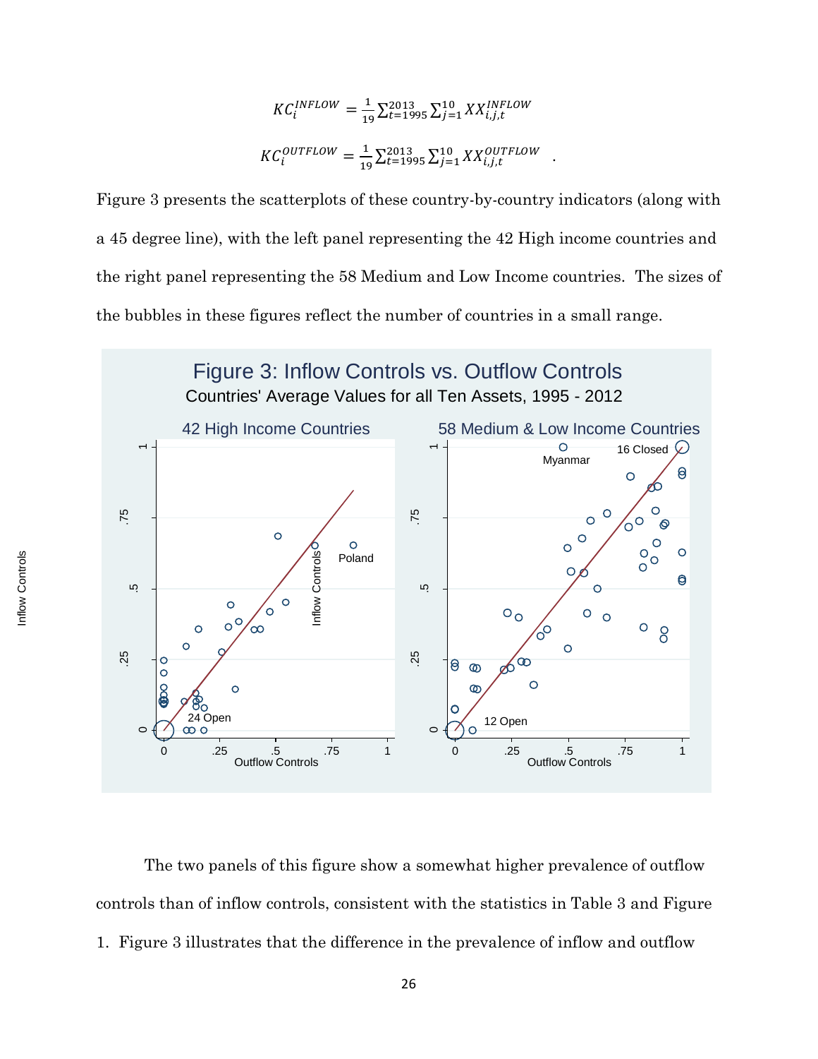$$KC_i^{INFLOW} = \frac{1}{19}\sum_{t=1995}^{2013}\sum_{j=1}^{10} XX_{i,j,t}^{INFLOW}$$

$$KC_i^{OUTFLOW} = \frac{1}{19}\sum_{t=1995}^{2013}\sum_{j=1}^{10} XX_{i,j,t}^{OUTFLOW} \quad .$$

Figure 3 presents the scatterplots of these country-by-country indicators (along with a 45 degree line), with the left panel representing the 42 High income countries and the right panel representing the 58 Medium and Low Income countries. The sizes of the bubbles in these figures reflect the number of countries in a small range.

Figure 3: Inflow Controls vs. Outflow Controls

Countries' Average Values for all Ten Assets, 1995 - 2012

The two panels of this figure show a somewhat higher prevalence of outflow controls than of inflow controls, consistent with the statistics in Table 3 and Figure 1. Figure 3 illustrates that the difference in the prevalence of inflow and outflow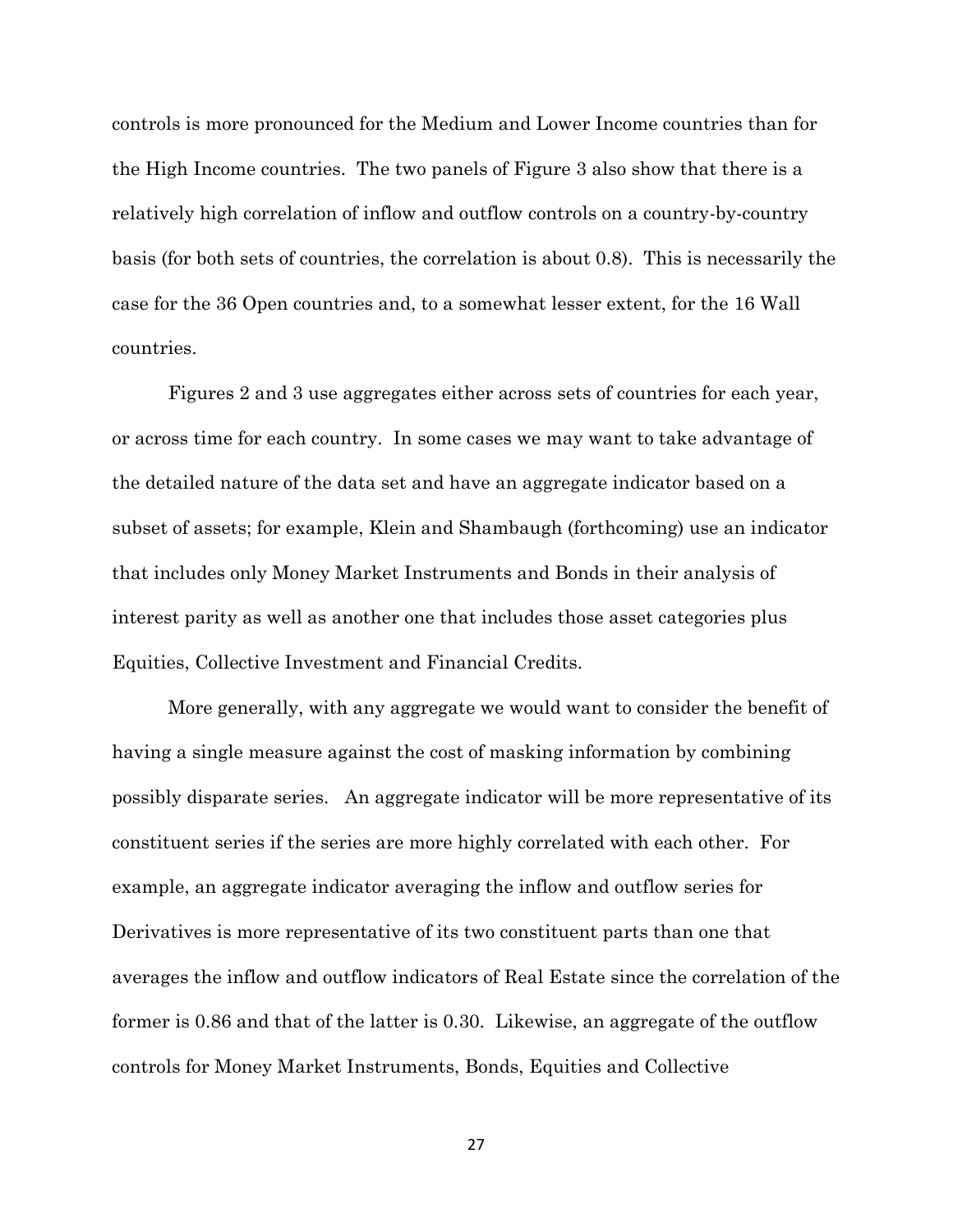controls is more pronounced for the Medium and Lower Income countries than for the High Income countries. The two panels of Figure 3 also show that there is a relatively high correlation of inflow and outflow controls on a country-by-country basis (for both sets of countries, the correlation is about 0.8). This is necessarily the case for the 36 Open countries and, to a somewhat lesser extent, for the 16 Wall countries.

Figures 2 and 3 use aggregates either across sets of countries for each year, or across time for each country. In some cases we may want to take advantage of the detailed nature of the data set and have an aggregate indicator based on a subset of assets; for example, Klein and Shambaugh (forthcoming) use an indicator that includes only Money Market Instruments and Bonds in their analysis of interest parity as well as another one that includes those asset categories plus Equities, Collective Investment and Financial Credits.

More generally, with any aggregate we would want to consider the benefit of having a single measure against the cost of masking information by combining possibly disparate series. An aggregate indicator will be more representative of its constituent series if the series are more highly correlated with each other. For example, an aggregate indicator averaging the inflow and outflow series for Derivatives is more representative of its two constituent parts than one that averages the inflow and outflow indicators of Real Estate since the correlation of the former is 0.86 and that of the latter is 0.30. Likewise, an aggregate of the outflow controls for Money Market Instruments, Bonds, Equities and Collective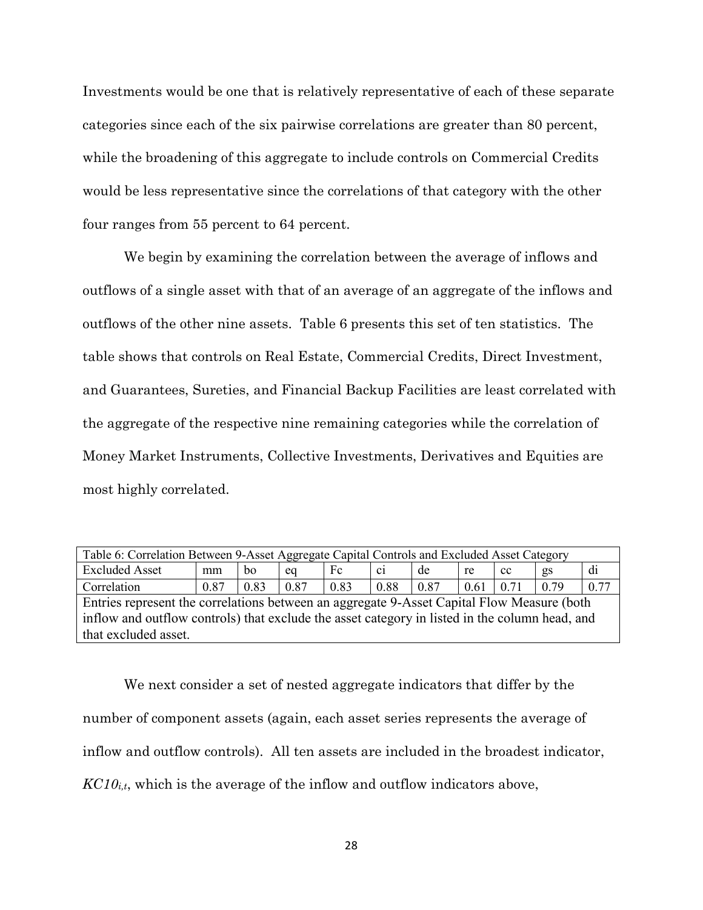Investments would be one that is relatively representative of each of these separate categories since each of the six pairwise correlations are greater than 80 percent, while the broadening of this aggregate to include controls on Commercial Credits would be less representative since the correlations of that category with the other four ranges from 55 percent to 64 percent.

We begin by examining the correlation between the average of inflows and outflows of a single asset with that of an average of an aggregate of the inflows and outflows of the other nine assets. Table 6 presents this set of ten statistics. The table shows that controls on Real Estate, Commercial Credits, Direct Investment, and Guarantees, Sureties, and Financial Backup Facilities are least correlated with the aggregate of the respective nine remaining categories while the correlation of Money Market Instruments, Collective Investments, Derivatives and Equities are most highly correlated.

Table 6: Correlation Between 9-Asset Aggregate Capital Controls and Excluded Asset Category

| Excluded Asset | mm | bo | eq | Fc | ci | de | re | cc | gs | di |
|---|---|---|---|---|---|---|---|---|---|---|
| Correlation | 0.87 | 0.83 | 0.87 | 0.83 | 0.88 | 0.87 | 0.61 | 0.71 | 0.79 | 0.77 |

Entries represent the correlations between an aggregate 9-Asset Capital Flow Measure (both inflow and outflow controls) that exclude the asset category in listed in the column head, and that excluded asset.

We next consider a set of nested aggregate indicators that differ by the number of component assets (again, each asset series represents the average of inflow and outflow controls). All ten assets are included in the broadest indicator, $KC10_{i,t}$, which is the average of the inflow and outflow indicators above,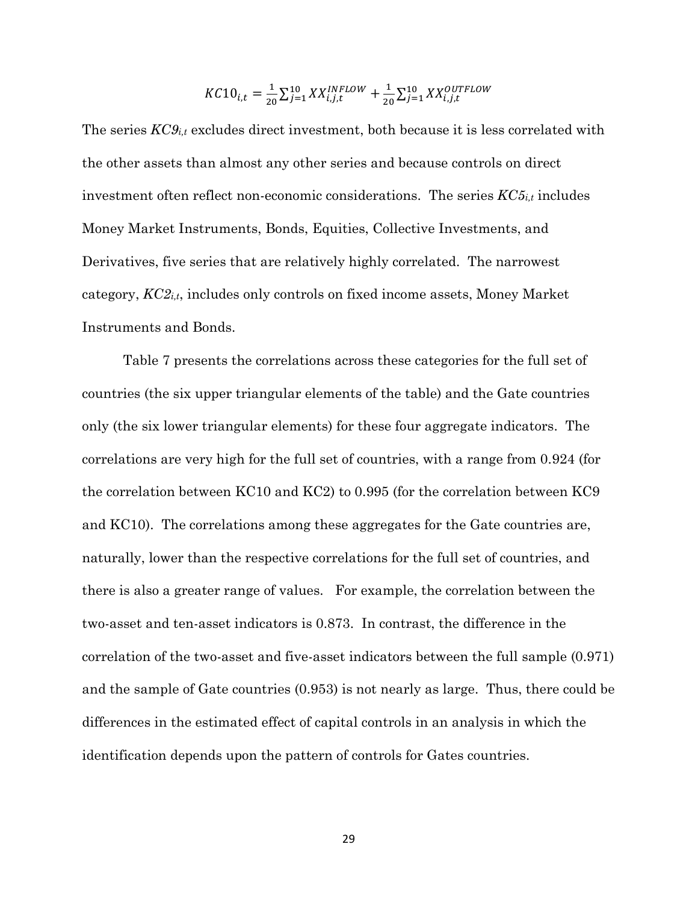$$KC10_{i,t} = \frac{1}{20}\sum_{j=1}^{10} XX_{i,j,t}^{INFLOW} + \frac{1}{20}\sum_{j=1}^{10} XX_{i,j,t}^{OUTFLOW}$$

The series $KC9_{i,t}$ excludes direct investment, both because it is less correlated with the other assets than almost any other series and because controls on direct investment often reflect non-economic considerations. The series $KC5_{i,t}$ includes Money Market Instruments, Bonds, Equities, Collective Investments, and Derivatives, five series that are relatively highly correlated. The narrowest category, $KC2_{i,t}$, includes only controls on fixed income assets, Money Market Instruments and Bonds.

Table 7 presents the correlations across these categories for the full set of countries (the six upper triangular elements of the table) and the Gate countries only (the six lower triangular elements) for these four aggregate indicators. The correlations are very high for the full set of countries, with a range from 0.924 (for the correlation between KC10 and KC2) to 0.995 (for the correlation between KC9 and KC10). The correlations among these aggregates for the Gate countries are, naturally, lower than the respective correlations for the full set of countries, and there is also a greater range of values. For example, the correlation between the two-asset and ten-asset indicators is 0.873. In contrast, the difference in the correlation of the two-asset and five-asset indicators between the full sample (0.971) and the sample of Gate countries (0.953) is not nearly as large. Thus, there could be differences in the estimated effect of capital controls in an analysis in which the identification depends upon the pattern of controls for Gates countries.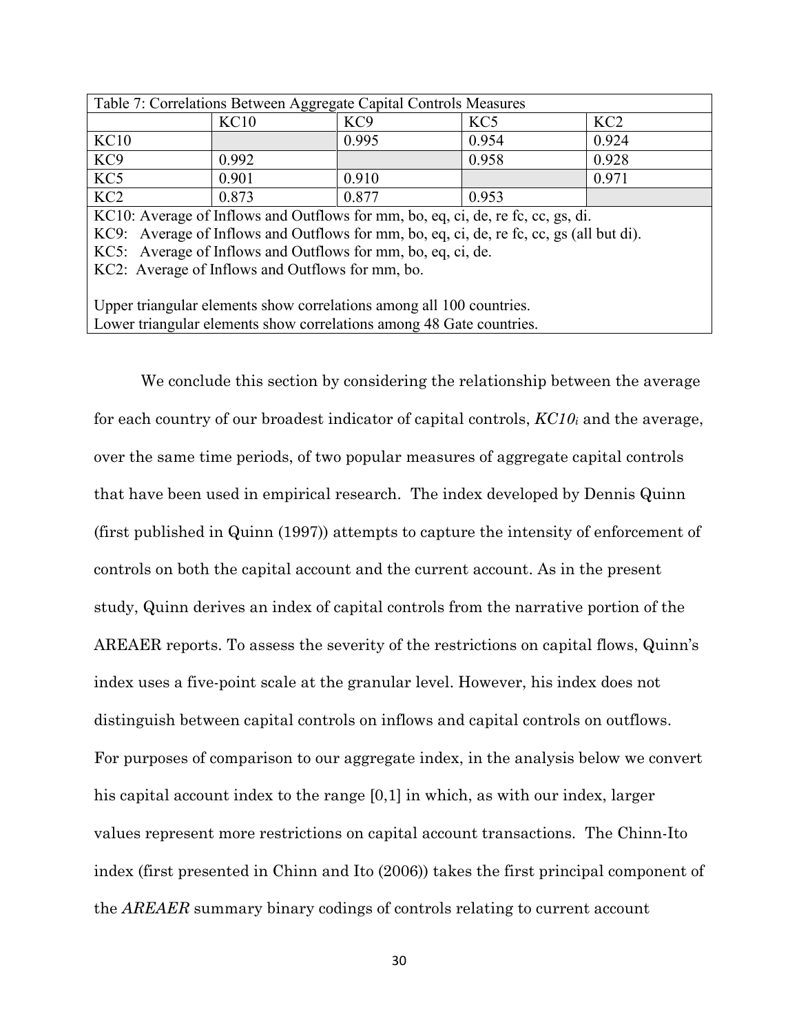Table 7: Correlations Between Aggregate Capital Controls Measures

| | KC10 | KC9 | KC5 | KC2 |
|---|---|---|---|---|
| KC10 | | 0.995 | 0.954 | 0.924 |
| KC9 | 0.992 | | 0.958 | 0.928 |
| KC5 | 0.901 | 0.910 | | 0.971 |
| KC2 | 0.873 | 0.877 | 0.953 | |

KC10: Average of Inflows and Outflows for mm, bo, eq, ci, de, re fc, cc, gs, di.
KC9: Average of Inflows and Outflows for mm, bo, eq, ci, de, re fc, cc, gs (all but di).
KC5: Average of Inflows and Outflows for mm, bo, eq, ci, de.
KC2: Average of Inflows and Outflows for mm, bo.

Upper triangular elements show correlations among all 100 countries.
Lower triangular elements show correlations among 48 Gate countries.

We conclude this section by considering the relationship between the average for each country of our broadest indicator of capital controls, $KC10_i$ and the average, over the same time periods, of two popular measures of aggregate capital controls that have been used in empirical research. The index developed by Dennis Quinn (first published in Quinn (1997)) attempts to capture the intensity of enforcement of controls on both the capital account and the current account. As in the present study, Quinn derives an index of capital controls from the narrative portion of the AREAER reports. To assess the severity of the restrictions on capital flows, Quinn's index uses a five-point scale at the granular level. However, his index does not distinguish between capital controls on inflows and capital controls on outflows. For purposes of comparison to our aggregate index, in the analysis below we convert his capital account index to the range [0,1] in which, as with our index, larger values represent more restrictions on capital account transactions. The Chinn-Ito index (first presented in Chinn and Ito (2006)) takes the first principal component of the *AREAER* summary binary codings of controls relating to current account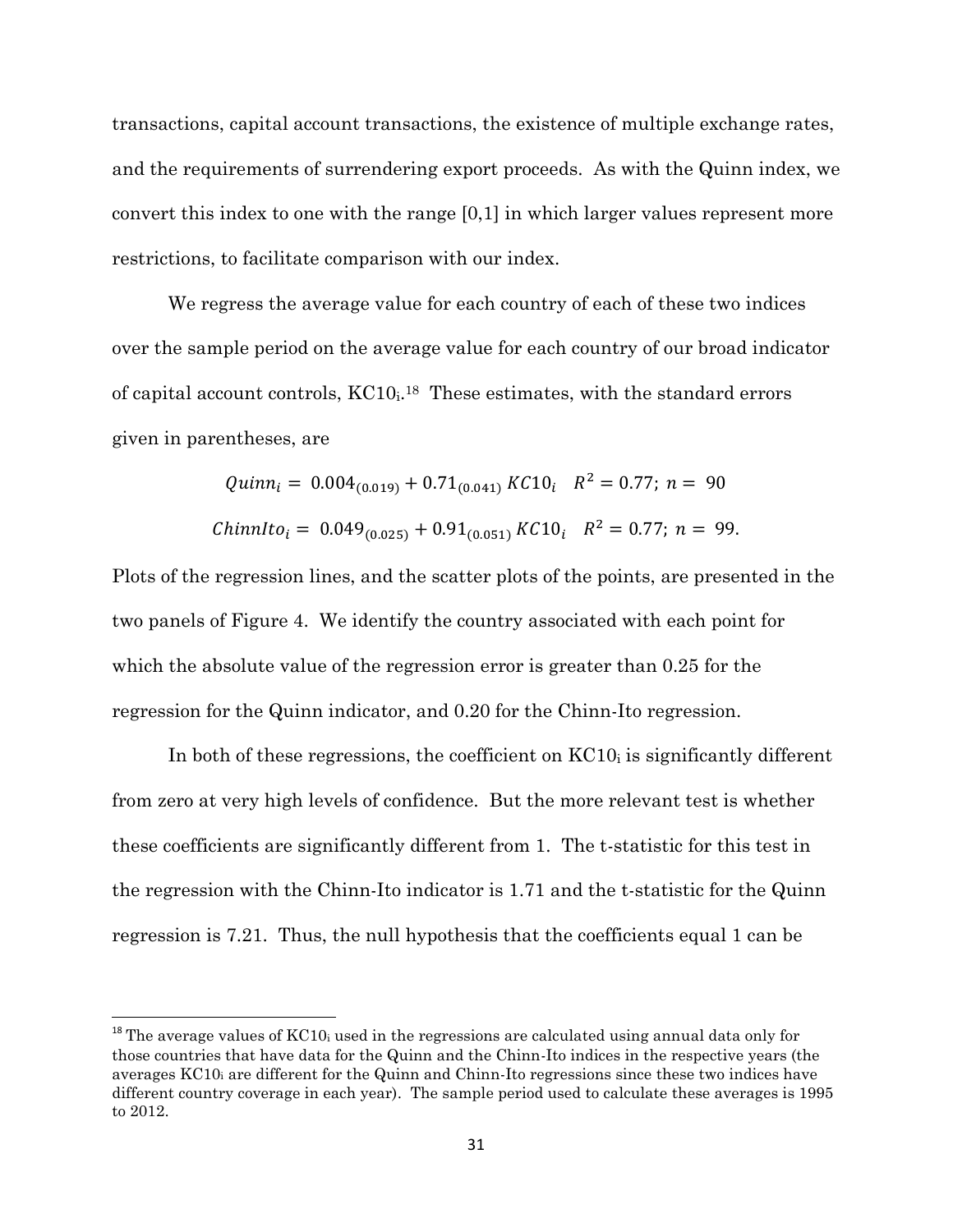transactions, capital account transactions, the existence of multiple exchange rates, and the requirements of surrendering export proceeds. As with the Quinn index, we convert this index to one with the range [0,1] in which larger values represent more restrictions, to facilitate comparison with our index.

We regress the average value for each country of each of these two indices over the sample period on the average value for each country of our broad indicator of capital account controls, $KC10_i$.[18] These estimates, with the standard errors given in parentheses, are

$$Quinn_i = 0.004_{(0.019)} + 0.71_{(0.041)}\, KC10_i \quad R^2 = 0.77;\ n = 90$$

$$ChinnIto_i = 0.049_{(0.025)} + 0.91_{(0.051)}\, KC10_i \quad R^2 = 0.77;\ n = 99.$$

Plots of the regression lines, and the scatter plots of the points, are presented in the two panels of Figure 4. We identify the country associated with each point for which the absolute value of the regression error is greater than 0.25 for the regression for the Quinn indicator, and 0.20 for the Chinn-Ito regression.

In both of these regressions, the coefficient on $KC10_i$ is significantly different from zero at very high levels of confidence. But the more relevant test is whether these coefficients are significantly different from 1. The t-statistic for this test in the regression with the Chinn-Ito indicator is 1.71 and the t-statistic for the Quinn regression is 7.21. Thus, the null hypothesis that the coefficients equal 1 can be

[18] The average values of $KC10_i$ used in the regressions are calculated using annual data only for those countries that have data for the Quinn and the Chinn-Ito indices in the respective years (the averages $KC10_i$ are different for the Quinn and Chinn-Ito regressions since these two indices have different country coverage in each year). The sample period used to calculate these averages is 1995 to 2012.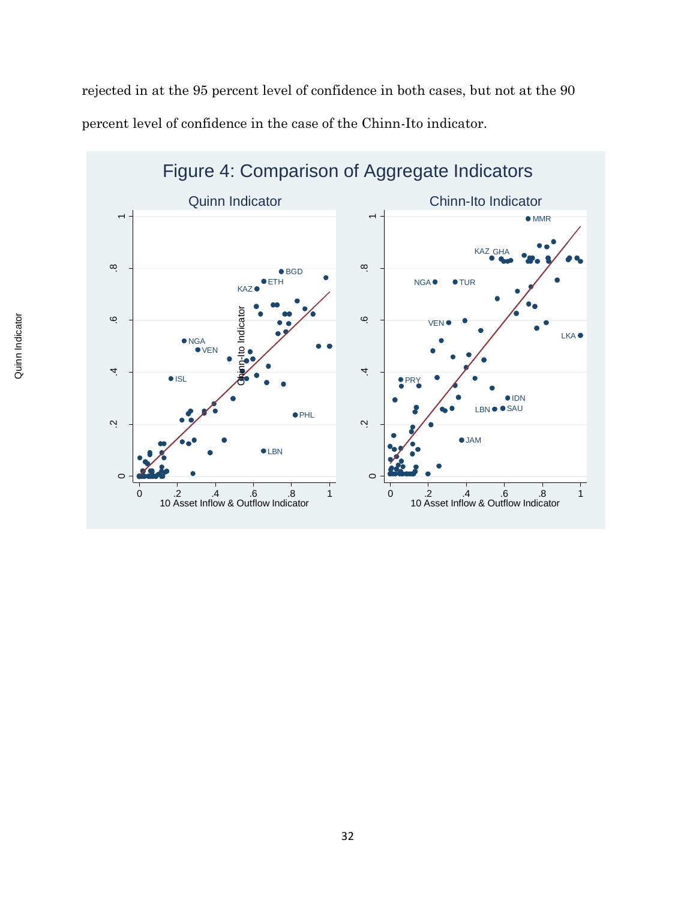rejected in at the 95 percent level of confidence in both cases, but not at the 90 percent level of confidence in the case of the Chinn-Ito indicator.

Figure 4: Comparison of Aggregate Indicators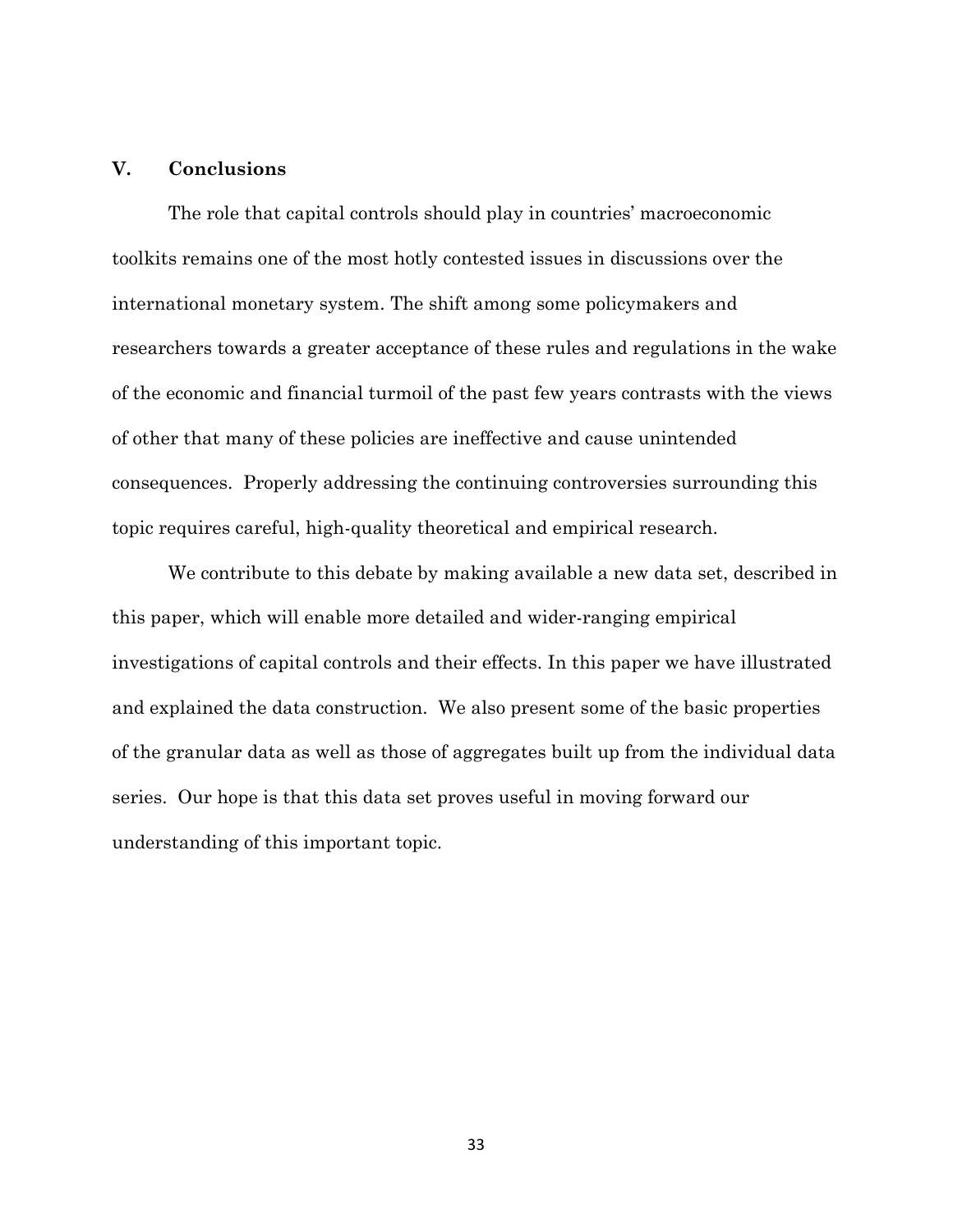## V. Conclusions

The role that capital controls should play in countries' macroeconomic toolkits remains one of the most hotly contested issues in discussions over the international monetary system. The shift among some policymakers and researchers towards a greater acceptance of these rules and regulations in the wake of the economic and financial turmoil of the past few years contrasts with the views of other that many of these policies are ineffective and cause unintended consequences. Properly addressing the continuing controversies surrounding this topic requires careful, high-quality theoretical and empirical research.

We contribute to this debate by making available a new data set, described in this paper, which will enable more detailed and wider-ranging empirical investigations of capital controls and their effects. In this paper we have illustrated and explained the data construction. We also present some of the basic properties of the granular data as well as those of aggregates built up from the individual data series. Our hope is that this data set proves useful in moving forward our understanding of this important topic.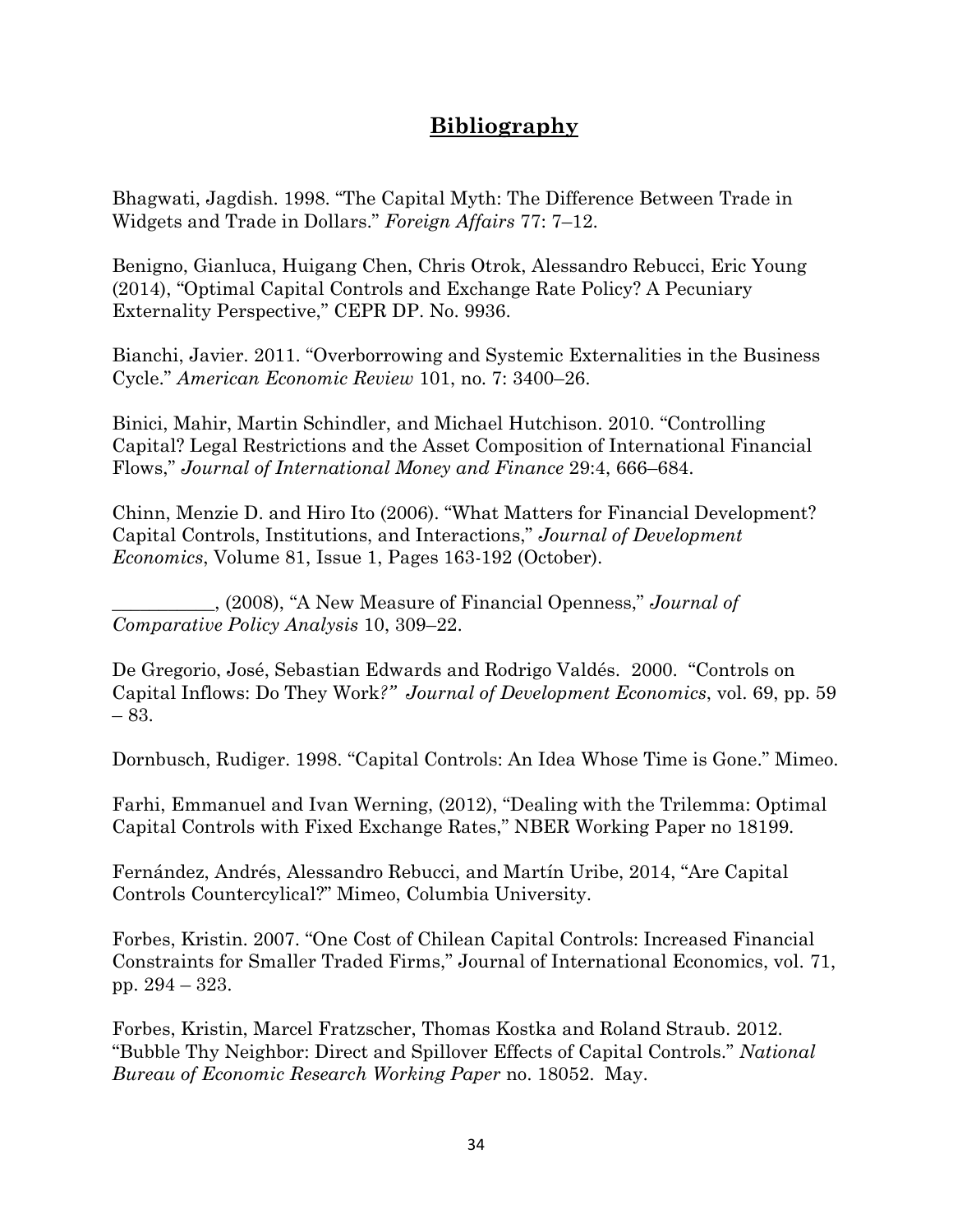# **Bibliography**

Bhagwati, Jagdish. 1998. "The Capital Myth: The Difference Between Trade in Widgets and Trade in Dollars." *Foreign Affairs* 77: 7–12.

Benigno, Gianluca, Huigang Chen, Chris Otrok, Alessandro Rebucci, Eric Young (2014), "Optimal Capital Controls and Exchange Rate Policy? A Pecuniary Externality Perspective," CEPR DP. No. 9936.

Bianchi, Javier. 2011. "Overborrowing and Systemic Externalities in the Business Cycle." *American Economic Review* 101, no. 7: 3400–26.

Binici, Mahir, Martin Schindler, and Michael Hutchison. 2010. "Controlling Capital? Legal Restrictions and the Asset Composition of International Financial Flows," *Journal of International Money and Finance* 29:4, 666–684.

Chinn, Menzie D. and Hiro Ito (2006). "What Matters for Financial Development? Capital Controls, Institutions, and Interactions," *Journal of Development Economics*, Volume 81, Issue 1, Pages 163-192 (October).

___________, (2008), "A New Measure of Financial Openness," *Journal of Comparative Policy Analysis* 10, 309–22.

De Gregorio, José, Sebastian Edwards and Rodrigo Valdés. 2000. "Controls on Capital Inflows: Do They Work*?" Journal of Development Economics*, vol. 69, pp. 59 – 83.

Dornbusch, Rudiger. 1998. "Capital Controls: An Idea Whose Time is Gone." Mimeo.

Farhi, Emmanuel and Ivan Werning, (2012), "Dealing with the Trilemma: Optimal Capital Controls with Fixed Exchange Rates," NBER Working Paper no 18199.

Fernández, Andrés, Alessandro Rebucci, and Martín Uribe, 2014, "Are Capital Controls Countercylical?" Mimeo, Columbia University.

Forbes, Kristin. 2007. "One Cost of Chilean Capital Controls: Increased Financial Constraints for Smaller Traded Firms," Journal of International Economics, vol. 71, pp. 294 – 323.

Forbes, Kristin, Marcel Fratzscher, Thomas Kostka and Roland Straub. 2012. "Bubble Thy Neighbor: Direct and Spillover Effects of Capital Controls." *National Bureau of Economic Research Working Paper* no. 18052. May.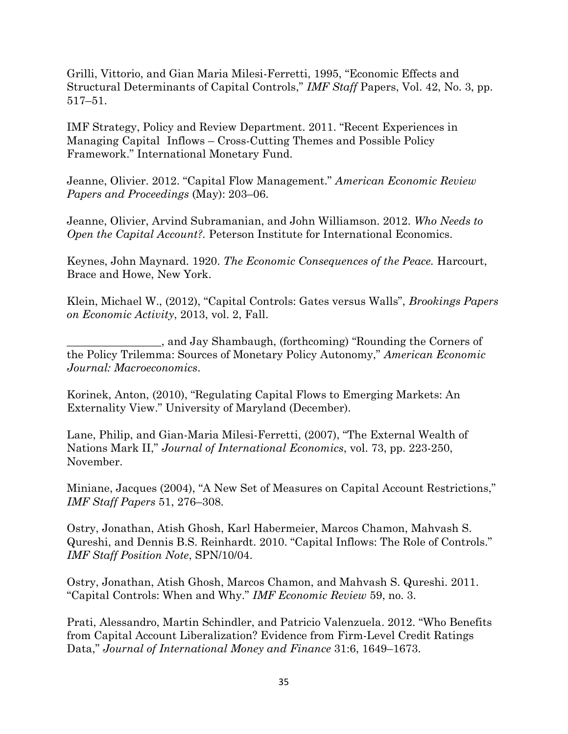Grilli, Vittorio, and Gian Maria Milesi-Ferretti, 1995, "Economic Effects and Structural Determinants of Capital Controls," *IMF Staff* Papers, Vol. 42, No. 3, pp. 517–51.

IMF Strategy, Policy and Review Department. 2011. "Recent Experiences in Managing Capital Inflows – Cross-Cutting Themes and Possible Policy Framework." International Monetary Fund.

Jeanne, Olivier. 2012. "Capital Flow Management." *American Economic Review Papers and Proceedings* (May): 203–06.

Jeanne, Olivier, Arvind Subramanian, and John Williamson. 2012. *Who Needs to Open the Capital Account?.* Peterson Institute for International Economics.

Keynes, John Maynard. 1920. *The Economic Consequences of the Peace.* Harcourt, Brace and Howe, New York.

Klein, Michael W., (2012), "Capital Controls: Gates versus Walls", *Brookings Papers on Economic Activity*, 2013, vol. 2, Fall.

_________________, and Jay Shambaugh, (forthcoming) "Rounding the Corners of the Policy Trilemma: Sources of Monetary Policy Autonomy," *American Economic Journal: Macroeconomics*.

Korinek, Anton, (2010), "Regulating Capital Flows to Emerging Markets: An Externality View." University of Maryland (December).

Lane, Philip, and Gian-Maria Milesi-Ferretti, (2007), "The External Wealth of Nations Mark II," *Journal of International Economics*, vol. 73, pp. 223-250, November.

Miniane, Jacques (2004), "A New Set of Measures on Capital Account Restrictions," *IMF Staff Papers* 51, 276–308.

Ostry, Jonathan, Atish Ghosh, Karl Habermeier, Marcos Chamon, Mahvash S. Qureshi, and Dennis B.S. Reinhardt. 2010. "Capital Inflows: The Role of Controls." *IMF Staff Position Note*, SPN/10/04.

Ostry, Jonathan, Atish Ghosh, Marcos Chamon, and Mahvash S. Qureshi. 2011. "Capital Controls: When and Why." *IMF Economic Review* 59, no. 3.

Prati, Alessandro, Martin Schindler, and Patricio Valenzuela. 2012. "Who Benefits from Capital Account Liberalization? Evidence from Firm-Level Credit Ratings Data," *Journal of International Money and Finance* 31:6, 1649–1673.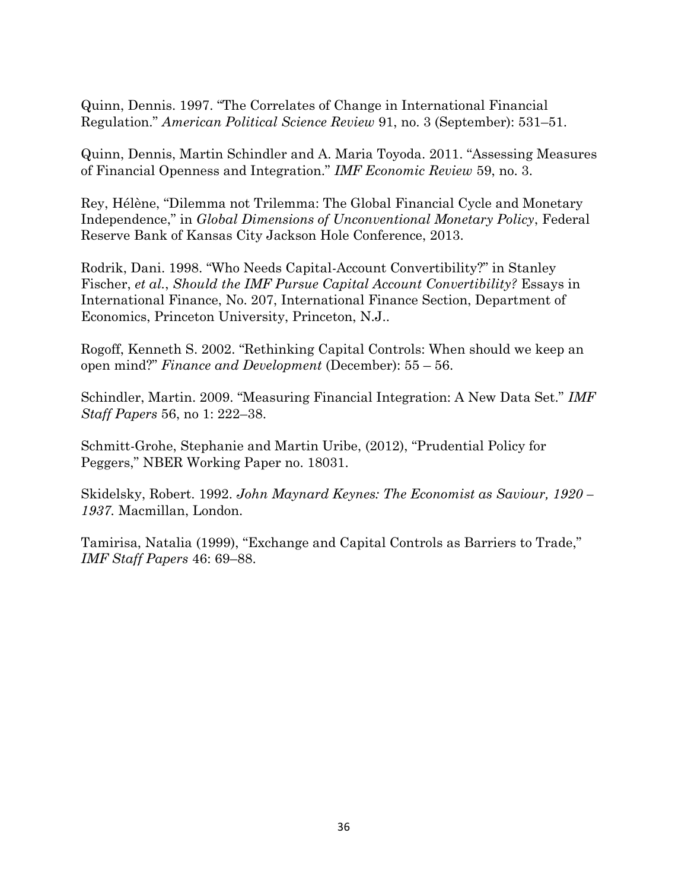Quinn, Dennis. 1997. "The Correlates of Change in International Financial Regulation." *American Political Science Review* 91, no. 3 (September): 531–51.

Quinn, Dennis, Martin Schindler and A. Maria Toyoda. 2011. "Assessing Measures of Financial Openness and Integration." *IMF Economic Review* 59, no. 3.

Rey, Hélène, "Dilemma not Trilemma: The Global Financial Cycle and Monetary Independence," in *Global Dimensions of Unconventional Monetary Policy*, Federal Reserve Bank of Kansas City Jackson Hole Conference, 2013.

Rodrik, Dani. 1998. "Who Needs Capital-Account Convertibility?" in Stanley Fischer, *et al.*, *Should the IMF Pursue Capital Account Convertibility?* Essays in International Finance, No. 207, International Finance Section, Department of Economics, Princeton University, Princeton, N.J..

Rogoff, Kenneth S. 2002. "Rethinking Capital Controls: When should we keep an open mind?" *Finance and Development* (December): 55 – 56.

Schindler, Martin. 2009. "Measuring Financial Integration: A New Data Set." *IMF Staff Papers* 56, no 1: 222–38.

Schmitt-Grohe, Stephanie and Martin Uribe, (2012), "Prudential Policy for Peggers," NBER Working Paper no. 18031.

Skidelsky, Robert. 1992. *John Maynard Keynes: The Economist as Saviour, 1920 – 1937.* Macmillan, London.

Tamirisa, Natalia (1999), "Exchange and Capital Controls as Barriers to Trade," *IMF Staff Papers* 46: 69–88.